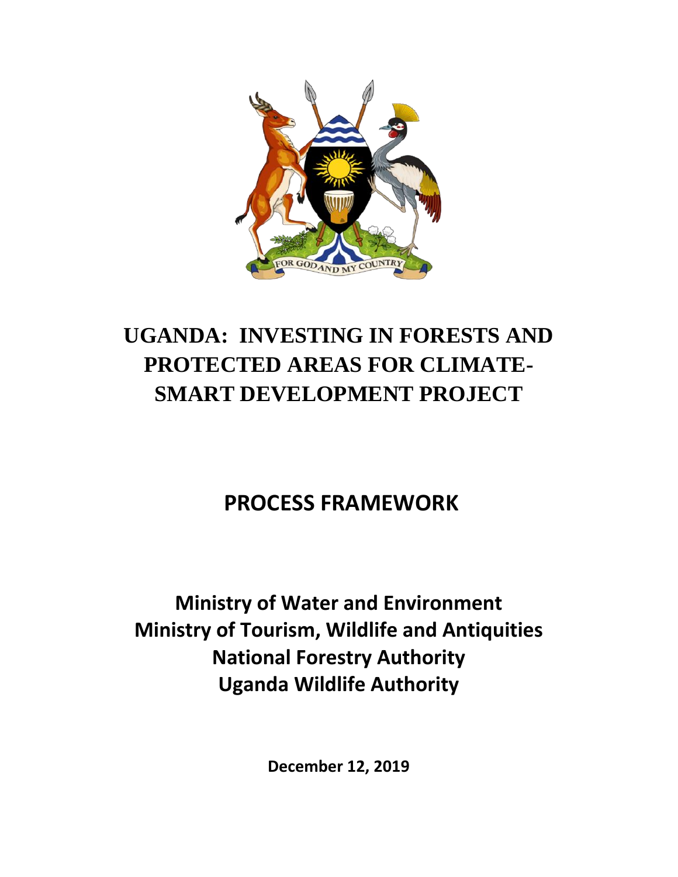# UGANDA: INVESTING IN FORESTS AND PROTECTED AREAS FOR CLIMATE-SMART DEVELOPMENT PROJECT

## PROCESS FRAMEWORK

**Ministry of Water and Environment**
**Ministry of Tourism, Wildlife and Antiquities**
**National Forestry Authority**
**Uganda Wildlife Authority**

**December 12, 2019**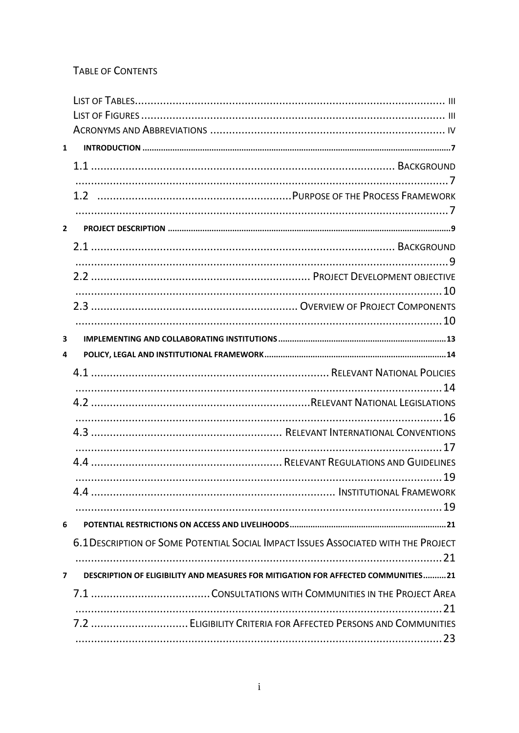# Table of Contents

- List of Tables ........ iii
- List of Figures ........ iii
- Acronyms and Abbreviations ........ iv
- **1 Introduction** ........ 7
  - 1.1 Background ........ 7
  - 1.2 Purpose of the Process Framework ........ 7
- **2 Project Description** ........ 9
  - 2.1 Background ........ 9
  - 2.2 Project Development objective ........ 10
  - 2.3 Overview of Project Components ........ 10
- **3 Implementing and Collaborating Institutions** ........ 13
- **4 Policy, Legal and Institutional Framework** ........ 14
  - 4.1 Relevant National Policies ........ 14
  - 4.2 Relevant National Legislations ........ 16
  - 4.3 Relevant International Conventions ........ 17
  - 4.4 Relevant Regulations and Guidelines ........ 19
  - 4.4 Institutional Framework ........ 19
- **6 Potential Restrictions on Access and Livelihoods** ........ 21
  - 6.1 Description of Some Potential Social Impact Issues Associated with the Project ........ 21
- **7 Description of Eligibility and Measures for Mitigation for Affected Communities** ........ 21
  - 7.1 Consultations with Communities in the Project Area ........ 21
  - 7.2 Eligibility Criteria for Affected Persons and Communities ........ 23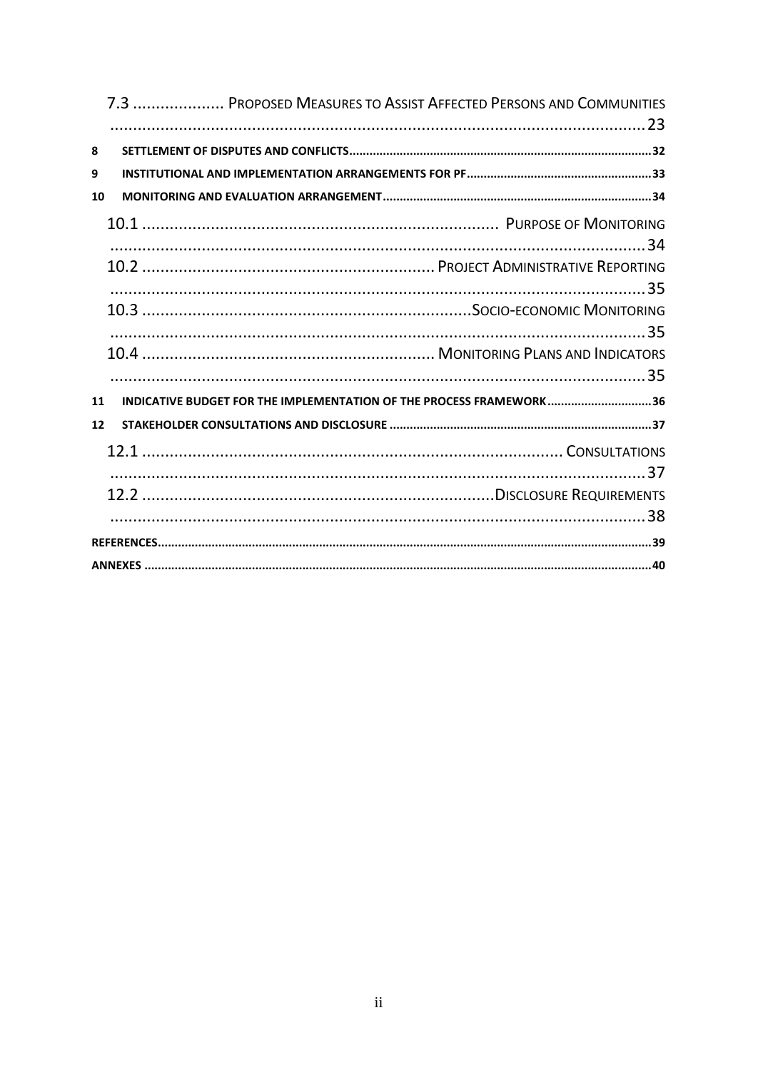7.3 .................... Proposed Measures to Assist Affected Persons and Communities ........................................................................................................................ 23

8 SETTLEMENT OF DISPUTES AND CONFLICTS ........................................................................................ 32

9 INSTITUTIONAL AND IMPLEMENTATION ARRANGEMENTS FOR PF ....................................................... 33

10 MONITORING AND EVALUATION ARRANGEMENT ............................................................................... 34

10.1 ............................................................................ Purpose of Monitoring ........................................................................................................................ 34

10.2 ................................................................ Project Administrative Reporting ........................................................................................................................ 35

10.3 ........................................................................ Socio-economic Monitoring ........................................................................................................................ 35

10.4 ................................................................ Monitoring Plans and Indicators ........................................................................................................................ 35

11 INDICATIVE BUDGET FOR THE IMPLEMENTATION OF THE PROCESS FRAMEWORK ............................... 36

12 STAKEHOLDER CONSULTATIONS AND DISCLOSURE ............................................................................. 37

12.1 ............................................................................................ Consultations ........................................................................................................................ 37

12.2 ............................................................................ Disclosure Requirements ........................................................................................................................ 38

REFERENCES ................................................................................................................................................ 39

ANNEXES ..................................................................................................................................................... 40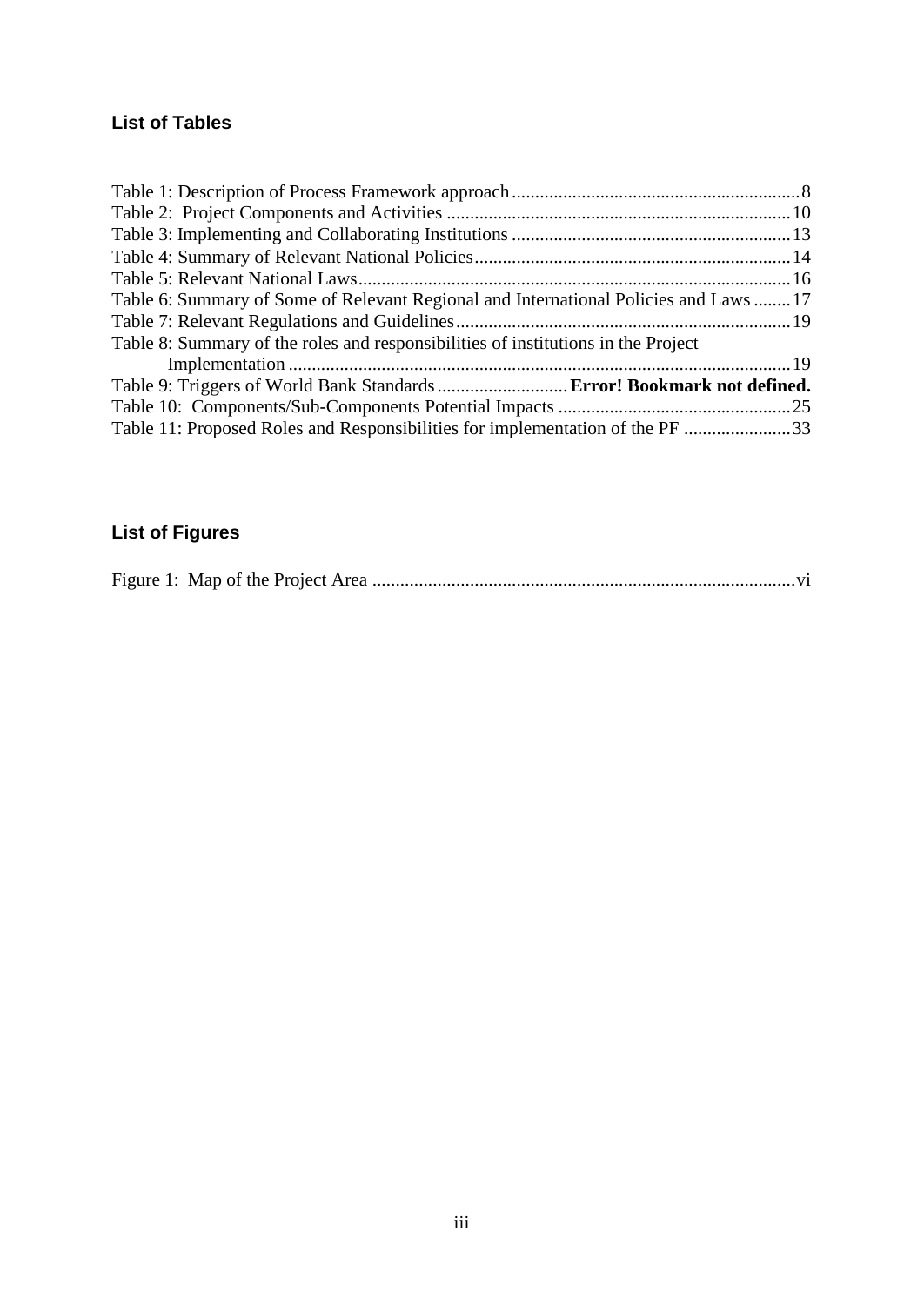## List of Tables

Table 1: Description of Process Framework approach ........ 8
Table 2: Project Components and Activities ........ 10
Table 3: Implementing and Collaborating Institutions ........ 13
Table 4: Summary of Relevant National Policies ........ 14
Table 5: Relevant National Laws ........ 16
Table 6: Summary of Some of Relevant Regional and International Policies and Laws ........ 17
Table 7: Relevant Regulations and Guidelines ........ 19
Table 8: Summary of the roles and responsibilities of institutions in the Project Implementation ........ 19
Table 9: Triggers of World Bank Standards ........ **Error! Bookmark not defined.**
Table 10: Components/Sub-Components Potential Impacts ........ 25
Table 11: Proposed Roles and Responsibilities for implementation of the PF ........ 33

## List of Figures

Figure 1: Map of the Project Area ........ vi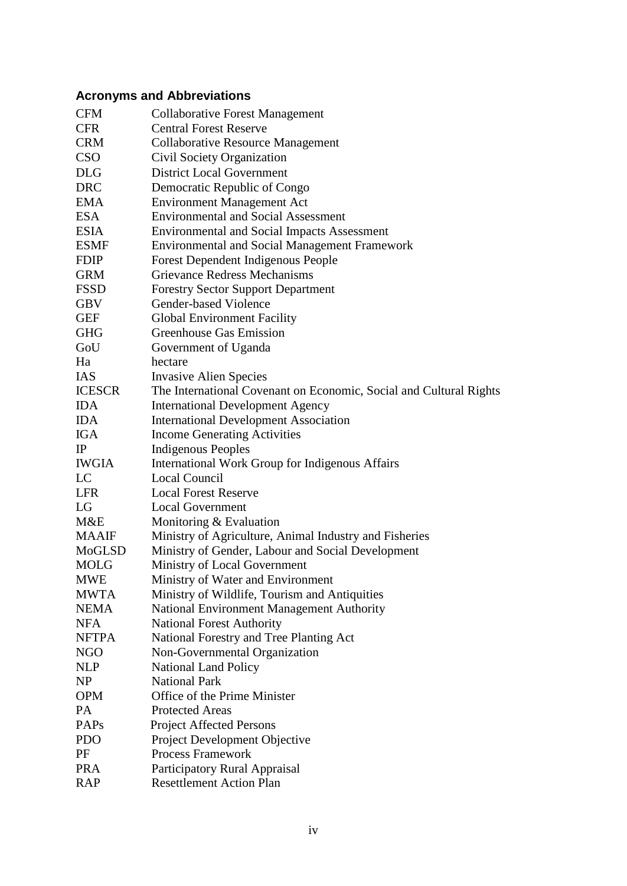## Acronyms and Abbreviations

| | |
|---|---|
| CFM | Collaborative Forest Management |
| CFR | Central Forest Reserve |
| CRM | Collaborative Resource Management |
| CSO | Civil Society Organization |
| DLG | District Local Government |
| DRC | Democratic Republic of Congo |
| EMA | Environment Management Act |
| ESA | Environmental and Social Assessment |
| ESIA | Environmental and Social Impacts Assessment |
| ESMF | Environmental and Social Management Framework |
| FDIP | Forest Dependent Indigenous People |
| GRM | Grievance Redress Mechanisms |
| FSSD | Forestry Sector Support Department |
| GBV | Gender-based Violence |
| GEF | Global Environment Facility |
| GHG | Greenhouse Gas Emission |
| GoU | Government of Uganda |
| Ha | hectare |
| IAS | Invasive Alien Species |
| ICESCR | The International Covenant on Economic, Social and Cultural Rights |
| IDA | International Development Agency |
| IDA | International Development Association |
| IGA | Income Generating Activities |
| IP | Indigenous Peoples |
| IWGIA | International Work Group for Indigenous Affairs |
| LC | Local Council |
| LFR | Local Forest Reserve |
| LG | Local Government |
| M&E | Monitoring & Evaluation |
| MAAIF | Ministry of Agriculture, Animal Industry and Fisheries |
| MoGLSD | Ministry of Gender, Labour and Social Development |
| MOLG | Ministry of Local Government |
| MWE | Ministry of Water and Environment |
| MWTA | Ministry of Wildlife, Tourism and Antiquities |
| NEMA | National Environment Management Authority |
| NFA | National Forest Authority |
| NFTPA | National Forestry and Tree Planting Act |
| NGO | Non-Governmental Organization |
| NLP | National Land Policy |
| NP | National Park |
| OPM | Office of the Prime Minister |
| PA | Protected Areas |
| PAPs | Project Affected Persons |
| PDO | Project Development Objective |
| PF | Process Framework |
| PRA | Participatory Rural Appraisal |
| RAP | Resettlement Action Plan |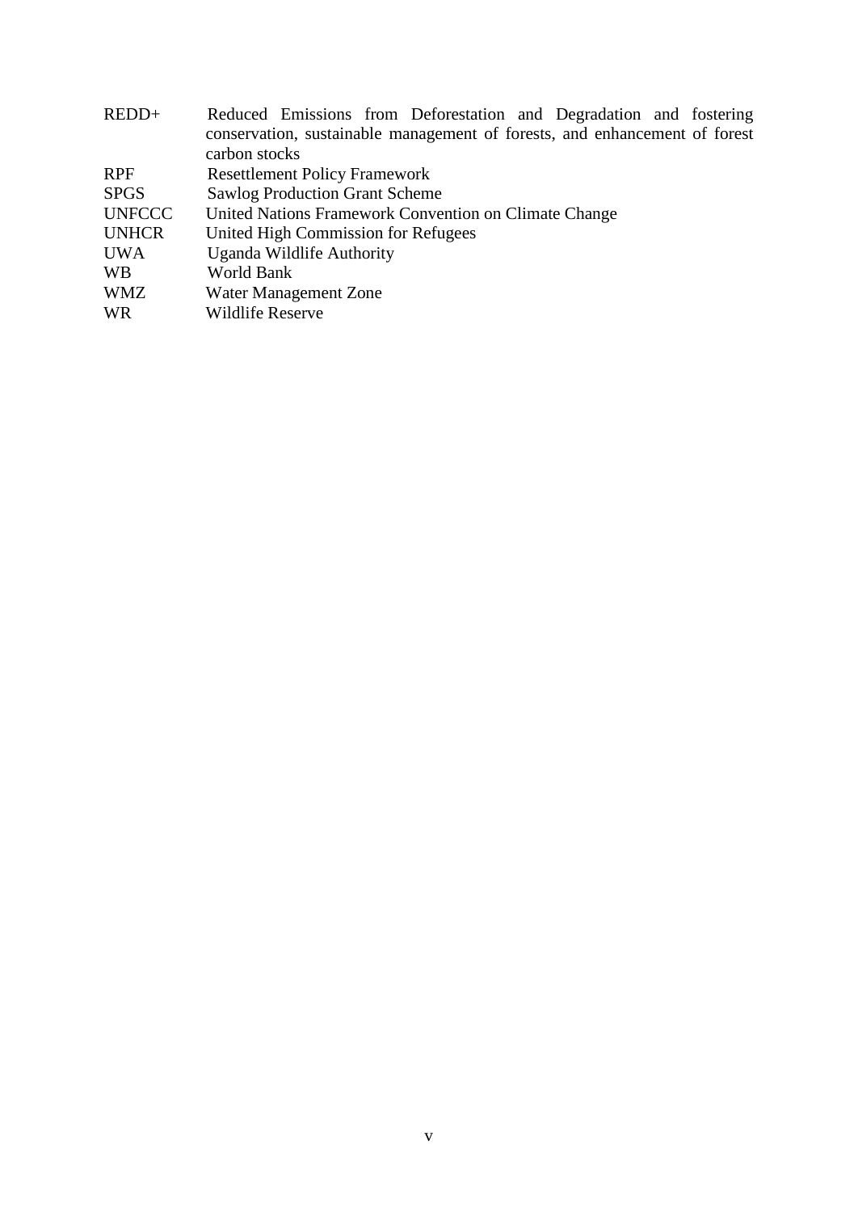| | |
|---|---|
| REDD+ | Reduced Emissions from Deforestation and Degradation and fostering conservation, sustainable management of forests, and enhancement of forest carbon stocks |
| RPF | Resettlement Policy Framework |
| SPGS | Sawlog Production Grant Scheme |
| UNFCCC | United Nations Framework Convention on Climate Change |
| UNHCR | United High Commission for Refugees |
| UWA | Uganda Wildlife Authority |
| WB | World Bank |
| WMZ | Water Management Zone |
| WR | Wildlife Reserve |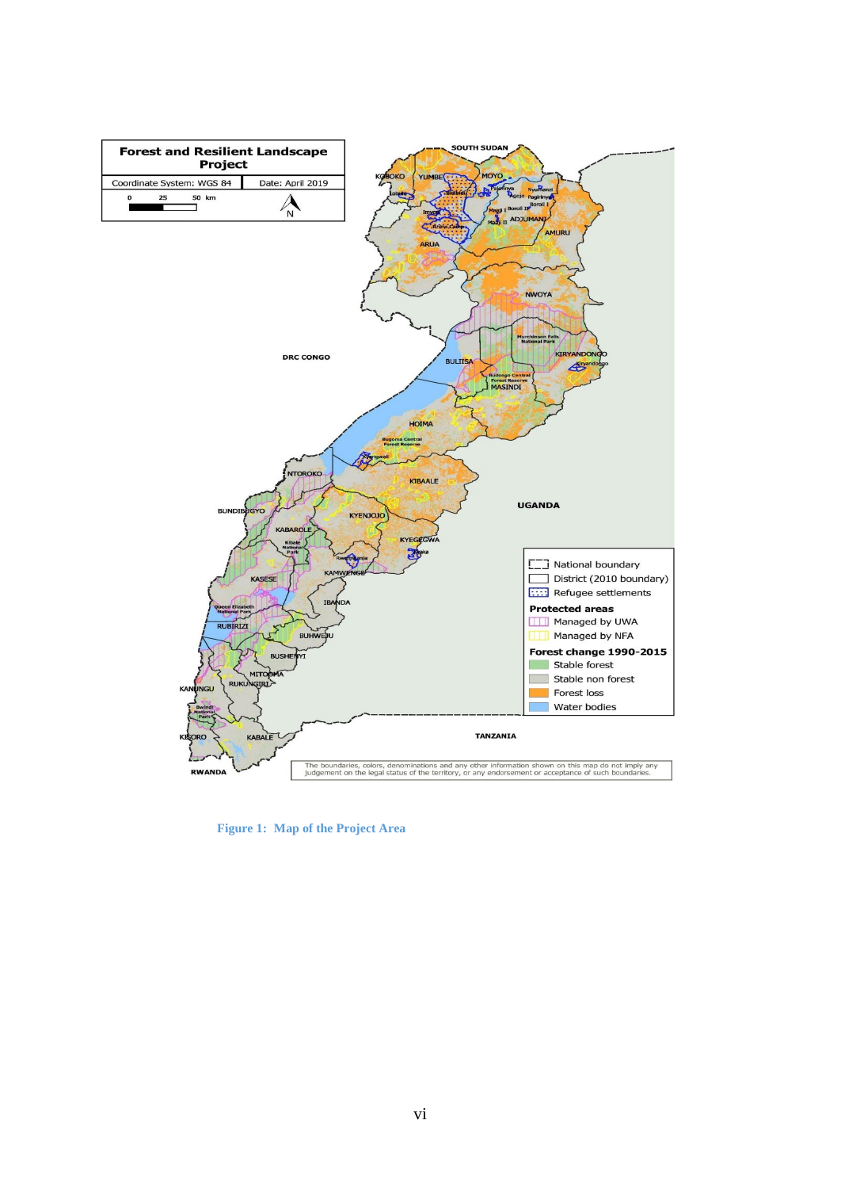Figure 1: Map of the Project Area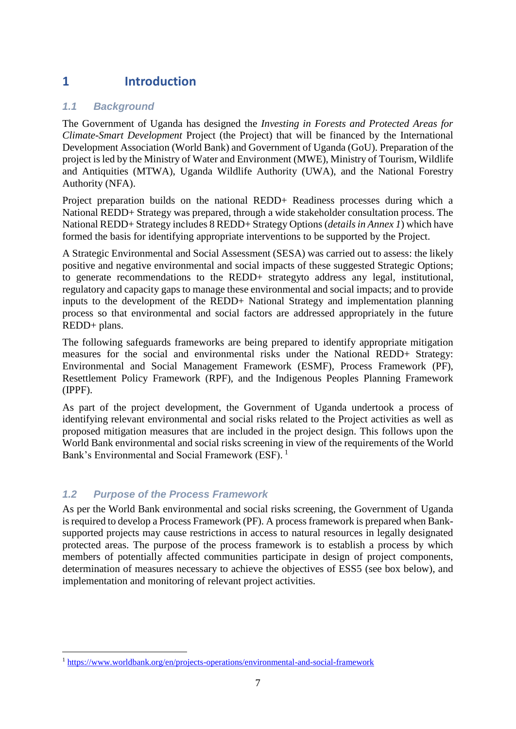# 1 Introduction

## *1.1 Background*

The Government of Uganda has designed the *Investing in Forests and Protected Areas for Climate-Smart Development* Project (the Project) that will be financed by the International Development Association (World Bank) and Government of Uganda (GoU). Preparation of the project is led by the Ministry of Water and Environment (MWE), Ministry of Tourism, Wildlife and Antiquities (MTWA), Uganda Wildlife Authority (UWA), and the National Forestry Authority (NFA).

Project preparation builds on the national REDD+ Readiness processes during which a National REDD+ Strategy was prepared, through a wide stakeholder consultation process. The National REDD+ Strategy includes 8 REDD+ Strategy Options (*details in Annex 1*) which have formed the basis for identifying appropriate interventions to be supported by the Project.

A Strategic Environmental and Social Assessment (SESA) was carried out to assess: the likely positive and negative environmental and social impacts of these suggested Strategic Options; to generate recommendations to the REDD+ strategyto address any legal, institutional, regulatory and capacity gaps to manage these environmental and social impacts; and to provide inputs to the development of the REDD+ National Strategy and implementation planning process so that environmental and social factors are addressed appropriately in the future REDD+ plans.

The following safeguards frameworks are being prepared to identify appropriate mitigation measures for the social and environmental risks under the National REDD+ Strategy: Environmental and Social Management Framework (ESMF), Process Framework (PF), Resettlement Policy Framework (RPF), and the Indigenous Peoples Planning Framework (IPPF).

As part of the project development, the Government of Uganda undertook a process of identifying relevant environmental and social risks related to the Project activities as well as proposed mitigation measures that are included in the project design. This follows upon the World Bank environmental and social risks screening in view of the requirements of the World Bank's Environmental and Social Framework (ESF). [1]

## *1.2 Purpose of the Process Framework*

As per the World Bank environmental and social risks screening, the Government of Uganda is required to develop a Process Framework (PF). A process framework is prepared when Bank-supported projects may cause restrictions in access to natural resources in legally designated protected areas. The purpose of the process framework is to establish a process by which members of potentially affected communities participate in design of project components, determination of measures necessary to achieve the objectives of ESS5 (see box below), and implementation and monitoring of relevant project activities.

[1] https://www.worldbank.org/en/projects-operations/environmental-and-social-framework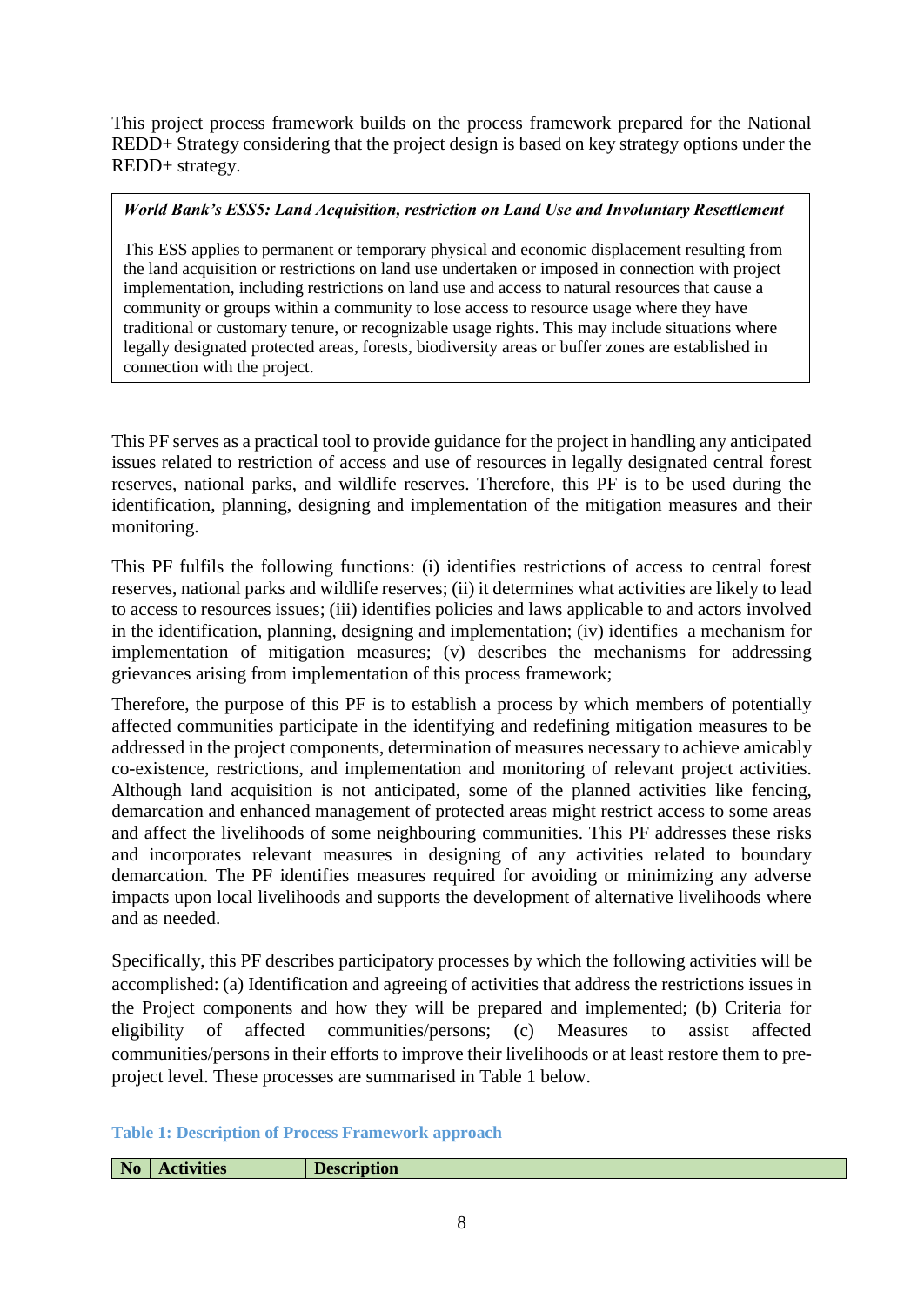This project process framework builds on the process framework prepared for the National REDD+ Strategy considering that the project design is based on key strategy options under the REDD+ strategy.

> ***World Bank's ESS5: Land Acquisition, restriction on Land Use and Involuntary Resettlement***
>
> This ESS applies to permanent or temporary physical and economic displacement resulting from the land acquisition or restrictions on land use undertaken or imposed in connection with project implementation, including restrictions on land use and access to natural resources that cause a community or groups within a community to lose access to resource usage where they have traditional or customary tenure, or recognizable usage rights. This may include situations where legally designated protected areas, forests, biodiversity areas or buffer zones are established in connection with the project.

This PF serves as a practical tool to provide guidance for the project in handling any anticipated issues related to restriction of access and use of resources in legally designated central forest reserves, national parks, and wildlife reserves. Therefore, this PF is to be used during the identification, planning, designing and implementation of the mitigation measures and their monitoring.

This PF fulfils the following functions: (i) identifies restrictions of access to central forest reserves, national parks and wildlife reserves; (ii) it determines what activities are likely to lead to access to resources issues; (iii) identifies policies and laws applicable to and actors involved in the identification, planning, designing and implementation; (iv) identifies a mechanism for implementation of mitigation measures; (v) describes the mechanisms for addressing grievances arising from implementation of this process framework;

Therefore, the purpose of this PF is to establish a process by which members of potentially affected communities participate in the identifying and redefining mitigation measures to be addressed in the project components, determination of measures necessary to achieve amicably co-existence, restrictions, and implementation and monitoring of relevant project activities. Although land acquisition is not anticipated, some of the planned activities like fencing, demarcation and enhanced management of protected areas might restrict access to some areas and affect the livelihoods of some neighbouring communities. This PF addresses these risks and incorporates relevant measures in designing of any activities related to boundary demarcation. The PF identifies measures required for avoiding or minimizing any adverse impacts upon local livelihoods and supports the development of alternative livelihoods where and as needed.

Specifically, this PF describes participatory processes by which the following activities will be accomplished: (a) Identification and agreeing of activities that address the restrictions issues in the Project components and how they will be prepared and implemented; (b) Criteria for eligibility of affected communities/persons; (c) Measures to assist affected communities/persons in their efforts to improve their livelihoods or at least restore them to pre-project level. These processes are summarised in Table 1 below.

**Table 1: Description of Process Framework approach**

| No | Activities | Description |
|---|---|---|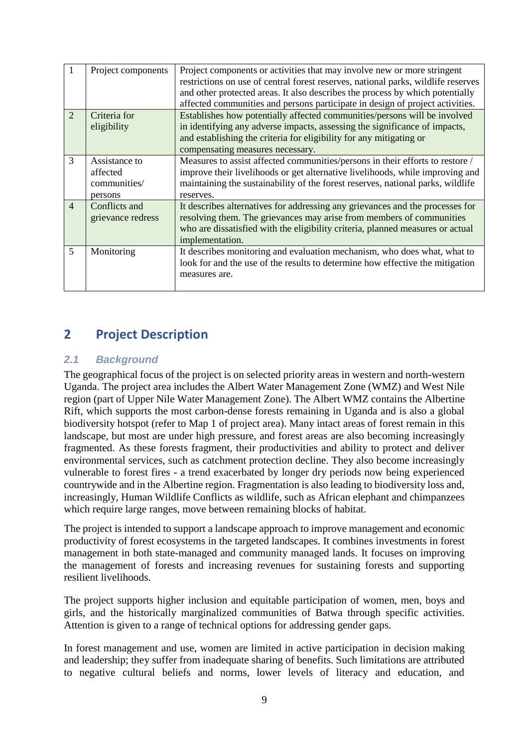| 1 | Project components | Project components or activities that may involve new or more stringent restrictions on use of central forest reserves, national parks, wildlife reserves and other protected areas. It also describes the process by which potentially affected communities and persons participate in design of project activities. |
|---|---|---|
| 2 | Criteria for eligibility | Establishes how potentially affected communities/persons will be involved in identifying any adverse impacts, assessing the significance of impacts, and establishing the criteria for eligibility for any mitigating or compensating measures necessary. |
| 3 | Assistance to affected communities/ persons | Measures to assist affected communities/persons in their efforts to restore / improve their livelihoods or get alternative livelihoods, while improving and maintaining the sustainability of the forest reserves, national parks, wildlife reserves. |
| 4 | Conflicts and grievance redress | It describes alternatives for addressing any grievances and the processes for resolving them. The grievances may arise from members of communities who are dissatisfied with the eligibility criteria, planned measures or actual implementation. |
| 5 | Monitoring | It describes monitoring and evaluation mechanism, who does what, what to look for and the use of the results to determine how effective the mitigation measures are. |

# 2 Project Description

## *2.1 Background*

The geographical focus of the project is on selected priority areas in western and north-western Uganda. The project area includes the Albert Water Management Zone (WMZ) and West Nile region (part of Upper Nile Water Management Zone). The Albert WMZ contains the Albertine Rift, which supports the most carbon-dense forests remaining in Uganda and is also a global biodiversity hotspot (refer to Map 1 of project area). Many intact areas of forest remain in this landscape, but most are under high pressure, and forest areas are also becoming increasingly fragmented. As these forests fragment, their productivities and ability to protect and deliver environmental services, such as catchment protection decline. They also become increasingly vulnerable to forest fires - a trend exacerbated by longer dry periods now being experienced countrywide and in the Albertine region. Fragmentation is also leading to biodiversity loss and, increasingly, Human Wildlife Conflicts as wildlife, such as African elephant and chimpanzees which require large ranges, move between remaining blocks of habitat.

The project is intended to support a landscape approach to improve management and economic productivity of forest ecosystems in the targeted landscapes. It combines investments in forest management in both state-managed and community managed lands. It focuses on improving the management of forests and increasing revenues for sustaining forests and supporting resilient livelihoods.

The project supports higher inclusion and equitable participation of women, men, boys and girls, and the historically marginalized communities of Batwa through specific activities. Attention is given to a range of technical options for addressing gender gaps.

In forest management and use, women are limited in active participation in decision making and leadership; they suffer from inadequate sharing of benefits. Such limitations are attributed to negative cultural beliefs and norms, lower levels of literacy and education, and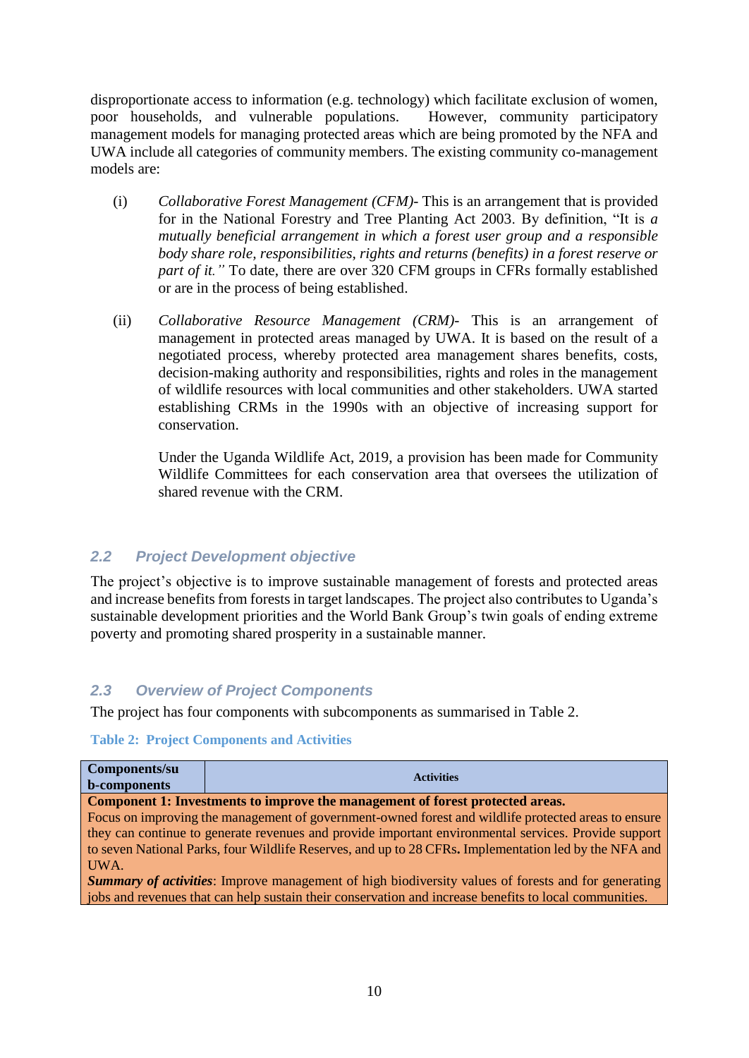disproportionate access to information (e.g. technology) which facilitate exclusion of women, poor households, and vulnerable populations. However, community participatory management models for managing protected areas which are being promoted by the NFA and UWA include all categories of community members. The existing community co-management models are:

(i) *Collaborative Forest Management (CFM)*- This is an arrangement that is provided for in the National Forestry and Tree Planting Act 2003. By definition, "It is *a mutually beneficial arrangement in which a forest user group and a responsible body share role, responsibilities, rights and returns (benefits) in a forest reserve or part of it."* To date, there are over 320 CFM groups in CFRs formally established or are in the process of being established.

(ii) *Collaborative Resource Management (CRM)*- This is an arrangement of management in protected areas managed by UWA. It is based on the result of a negotiated process, whereby protected area management shares benefits, costs, decision-making authority and responsibilities, rights and roles in the management of wildlife resources with local communities and other stakeholders. UWA started establishing CRMs in the 1990s with an objective of increasing support for conservation.

Under the Uganda Wildlife Act, 2019, a provision has been made for Community Wildlife Committees for each conservation area that oversees the utilization of shared revenue with the CRM.

## 2.2 Project Development objective

The project's objective is to improve sustainable management of forests and protected areas and increase benefits from forests in target landscapes. The project also contributes to Uganda's sustainable development priorities and the World Bank Group's twin goals of ending extreme poverty and promoting shared prosperity in a sustainable manner.

## 2.3 Overview of Project Components

The project has four components with subcomponents as summarised in Table 2.

**Table 2: Project Components and Activities**

| Components/sub-components | Activities |
|---|---|
| **Component 1: Investments to improve the management of forest protected areas.** Focus on improving the management of government-owned forest and wildlife protected areas to ensure they can continue to generate revenues and provide important environmental services. Provide support to seven National Parks, four Wildlife Reserves, and up to 28 CFRs**.** Implementation led by the NFA and UWA. ***Summary of activities***: Improve management of high biodiversity values of forests and for generating jobs and revenues that can help sustain their conservation and increase benefits to local communities. | |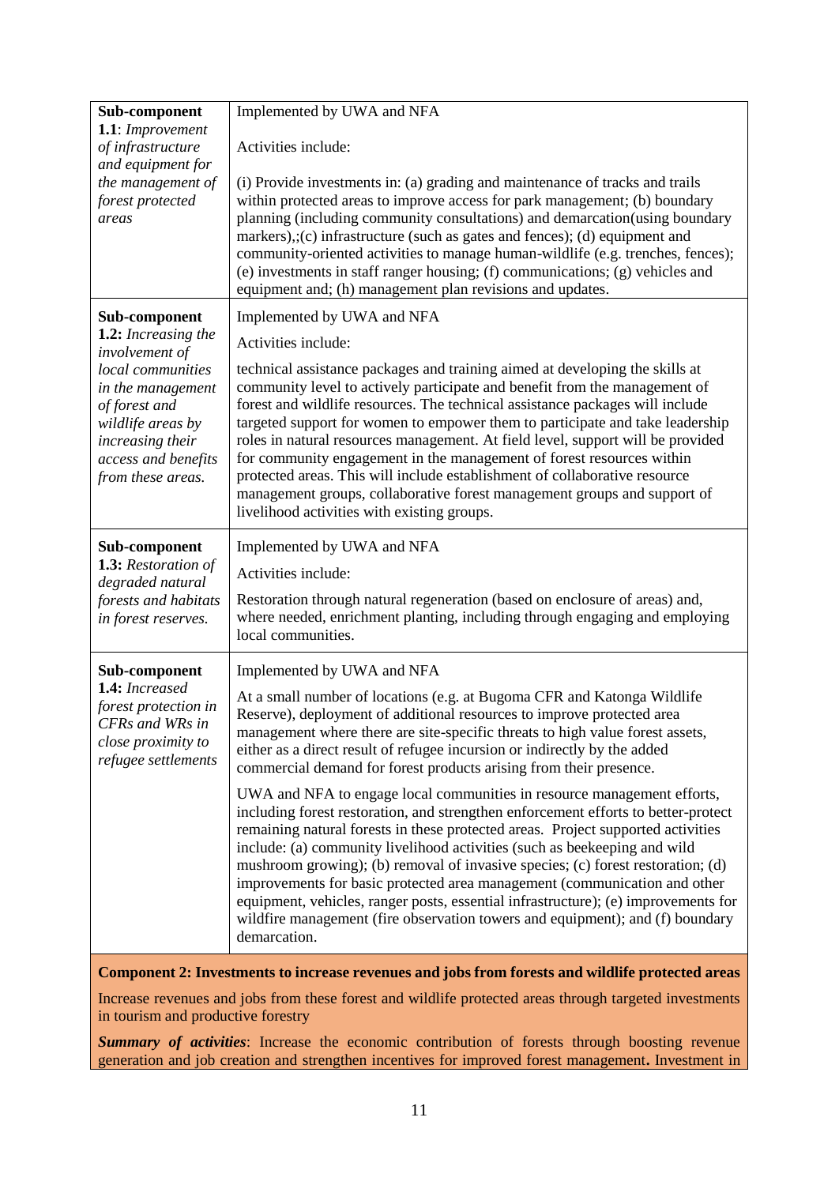| | |
|---|---|
| **Sub-component 1.1**: *Improvement of infrastructure and equipment for the management of forest protected areas* | Implemented by UWA and NFA<br><br>Activities include:<br><br>(i) Provide investments in: (a) grading and maintenance of tracks and trails within protected areas to improve access for park management; (b) boundary planning (including community consultations) and demarcation(using boundary markers),;(c) infrastructure (such as gates and fences); (d) equipment and community-oriented activities to manage human-wildlife (e.g. trenches, fences); (e) investments in staff ranger housing; (f) communications; (g) vehicles and equipment and; (h) management plan revisions and updates. |
| **Sub-component 1.2:** *Increasing the involvement of local communities in the management of forest and wildlife areas by increasing their access and benefits from these areas.* | Implemented by UWA and NFA<br><br>Activities include:<br><br>technical assistance packages and training aimed at developing the skills at community level to actively participate and benefit from the management of forest and wildlife resources. The technical assistance packages will include targeted support for women to empower them to participate and take leadership roles in natural resources management. At field level, support will be provided for community engagement in the management of forest resources within protected areas. This will include establishment of collaborative resource management groups, collaborative forest management groups and support of livelihood activities with existing groups. |
| **Sub-component 1.3:** *Restoration of degraded natural forests and habitats in forest reserves.* | Implemented by UWA and NFA<br><br>Activities include:<br><br>Restoration through natural regeneration (based on enclosure of areas) and, where needed, enrichment planting, including through engaging and employing local communities. |
| **Sub-component 1.4:** *Increased forest protection in CFRs and WRs in close proximity to refugee settlements* | Implemented by UWA and NFA<br><br>At a small number of locations (e.g. at Bugoma CFR and Katonga Wildlife Reserve), deployment of additional resources to improve protected area management where there are site-specific threats to high value forest assets, either as a direct result of refugee incursion or indirectly by the added commercial demand for forest products arising from their presence.<br><br>UWA and NFA to engage local communities in resource management efforts, including forest restoration, and strengthen enforcement efforts to better-protect remaining natural forests in these protected areas. Project supported activities include: (a) community livelihood activities (such as beekeeping and wild mushroom growing); (b) removal of invasive species; (c) forest restoration; (d) improvements for basic protected area management (communication and other equipment, vehicles, ranger posts, essential infrastructure); (e) improvements for wildfire management (fire observation towers and equipment); and (f) boundary demarcation. |
| **Component 2: Investments to increase revenues and jobs from forests and wildlife protected areas** | |
| Increase revenues and jobs from these forest and wildlife protected areas through targeted investments in tourism and productive forestry | |
| ***Summary of activities***: Increase the economic contribution of forests through boosting revenue generation and job creation and strengthen incentives for improved forest management**.** Investment in | |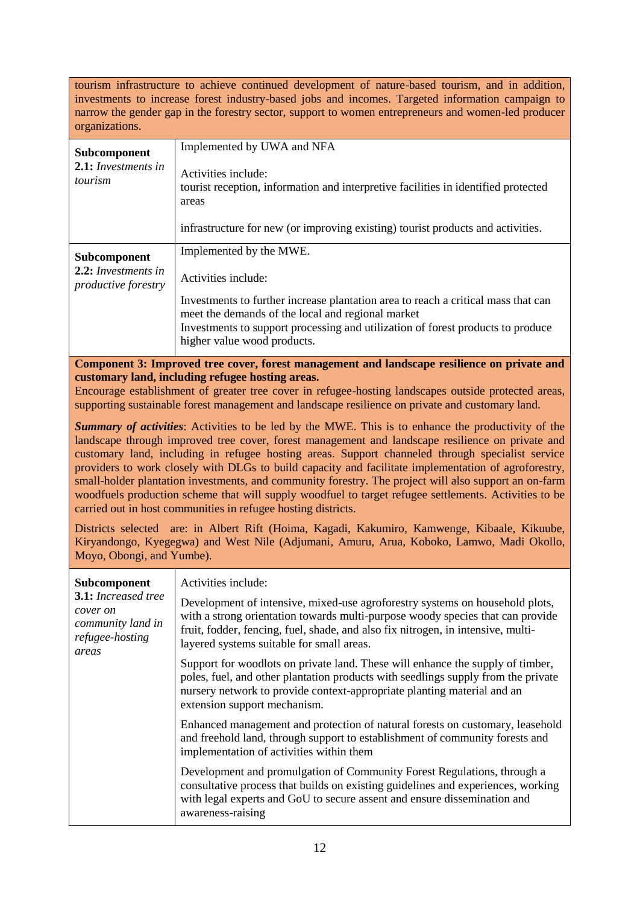tourism infrastructure to achieve continued development of nature-based tourism, and in addition, investments to increase forest industry-based jobs and incomes. Targeted information campaign to narrow the gender gap in the forestry sector, support to women entrepreneurs and women-led producer organizations.

| | |
|---|---|
| **Subcomponent 2.1:** *Investments in tourism* | Implemented by UWA and NFA<br><br>Activities include:<br>tourist reception, information and interpretive facilities in identified protected areas<br><br>infrastructure for new (or improving existing) tourist products and activities. |
| **Subcomponent 2.2:** *Investments in productive forestry* | Implemented by the MWE.<br><br>Activities include:<br><br>Investments to further increase plantation area to reach a critical mass that can meet the demands of the local and regional market<br>Investments to support processing and utilization of forest products to produce higher value wood products. |

**Component 3: Improved tree cover, forest management and landscape resilience on private and customary land, including refugee hosting areas.**
Encourage establishment of greater tree cover in refugee-hosting landscapes outside protected areas, supporting sustainable forest management and landscape resilience on private and customary land.

***Summary of activities***: Activities to be led by the MWE. This is to enhance the productivity of the landscape through improved tree cover, forest management and landscape resilience on private and customary land, including in refugee hosting areas. Support channeled through specialist service providers to work closely with DLGs to build capacity and facilitate implementation of agroforestry, small-holder plantation investments, and community forestry. The project will also support an on-farm woodfuels production scheme that will supply woodfuel to target refugee settlements. Activities to be carried out in host communities in refugee hosting districts.

Districts selected are: in Albert Rift (Hoima, Kagadi, Kakumiro, Kamwenge, Kibaale, Kikuube, Kiryandongo, Kyegegwa) and West Nile (Adjumani, Amuru, Arua, Koboko, Lamwo, Madi Okollo, Moyo, Obongi, and Yumbe).

| | |
|---|---|
| **Subcomponent 3.1:** *Increased tree cover on community land in refugee-hosting areas* | Activities include:<br><br>Development of intensive, mixed-use agroforestry systems on household plots, with a strong orientation towards multi-purpose woody species that can provide fruit, fodder, fencing, fuel, shade, and also fix nitrogen, in intensive, multi-layered systems suitable for small areas.<br><br>Support for woodlots on private land. These will enhance the supply of timber, poles, fuel, and other plantation products with seedlings supply from the private nursery network to provide context-appropriate planting material and an extension support mechanism.<br><br>Enhanced management and protection of natural forests on customary, leasehold and freehold land, through support to establishment of community forests and implementation of activities within them<br><br>Development and promulgation of Community Forest Regulations, through a consultative process that builds on existing guidelines and experiences, working with legal experts and GoU to secure assent and ensure dissemination and awareness-raising |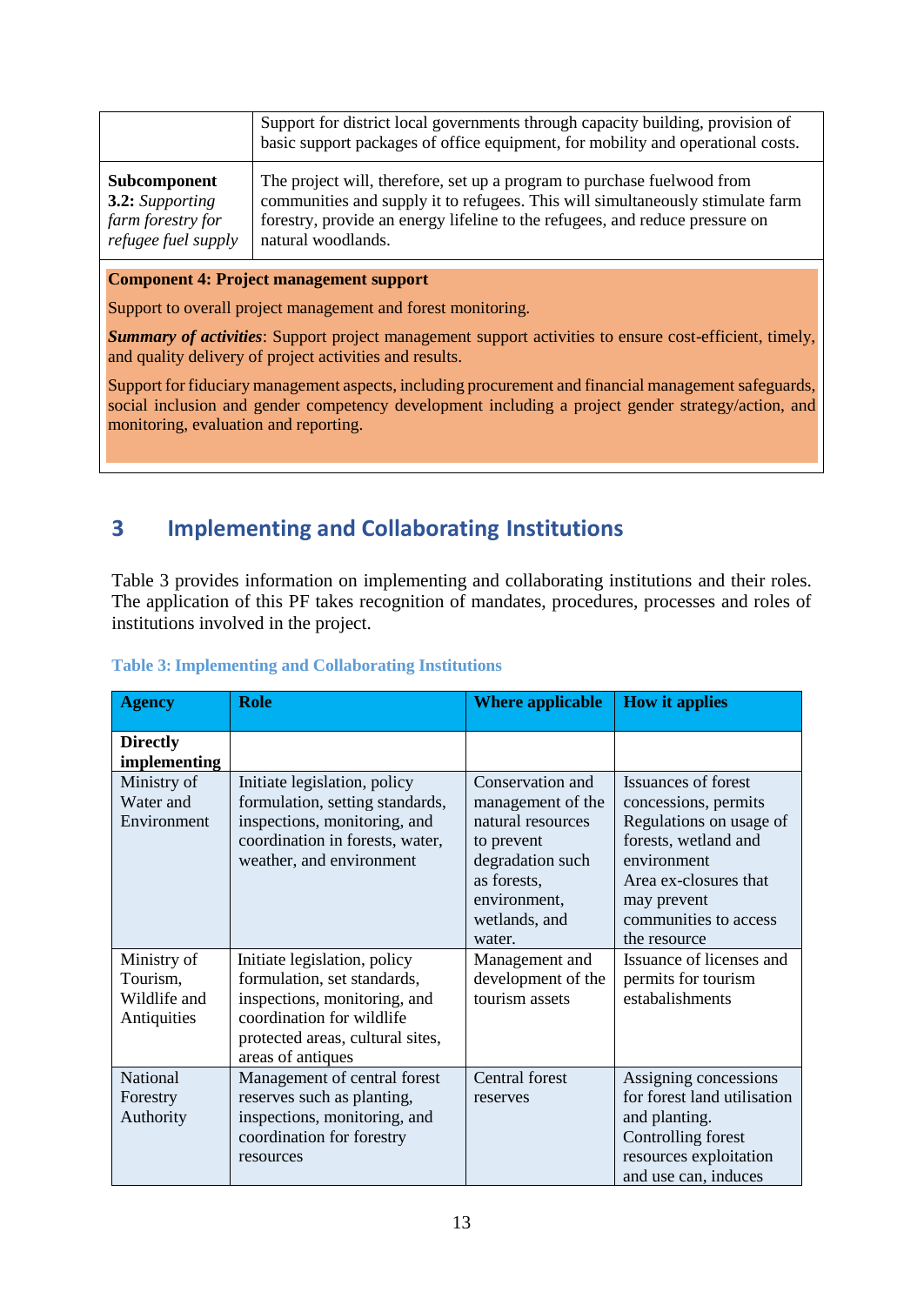| | |
|---|---|
| | Support for district local governments through capacity building, provision of basic support packages of office equipment, for mobility and operational costs. |
| **Subcomponent 3.2:** *Supporting farm forestry for refugee fuel supply* | The project will, therefore, set up a program to purchase fuelwood from communities and supply it to refugees. This will simultaneously stimulate farm forestry, provide an energy lifeline to the refugees, and reduce pressure on natural woodlands. |

**Component 4: Project management support**

Support to overall project management and forest monitoring.

***Summary of activities***: Support project management support activities to ensure cost-efficient, timely, and quality delivery of project activities and results.

Support for fiduciary management aspects, including procurement and financial management safeguards, social inclusion and gender competency development including a project gender strategy/action, and monitoring, evaluation and reporting.

# 3 Implementing and Collaborating Institutions

Table 3 provides information on implementing and collaborating institutions and their roles. The application of this PF takes recognition of mandates, procedures, processes and roles of institutions involved in the project.

**Table 3: Implementing and Collaborating Institutions**

| Agency | Role | Where applicable | How it applies |
|---|---|---|---|
| **Directly implementing** | | | |
| Ministry of Water and Environment | Initiate legislation, policy formulation, setting standards, inspections, monitoring, and coordination in forests, water, weather, and environment | Conservation and management of the natural resources to prevent degradation such as forests, environment, wetlands, and water. | Issuances of forest concessions, permits<br>Regulations on usage of forests, wetland and environment<br>Area ex-closures that may prevent communities to access the resource |
| Ministry of Tourism, Wildlife and Antiquities | Initiate legislation, policy formulation, set standards, inspections, monitoring, and coordination for wildlife protected areas, cultural sites, areas of antiques | Management and development of the tourism assets | Issuance of licenses and permits for tourism estabalishments |
| National Forestry Authority | Management of central forest reserves such as planting, inspections, monitoring, and coordination for forestry resources | Central forest reserves | Assigning concessions for forest land utilisation and planting.<br>Controlling forest resources exploitation and use can, induces |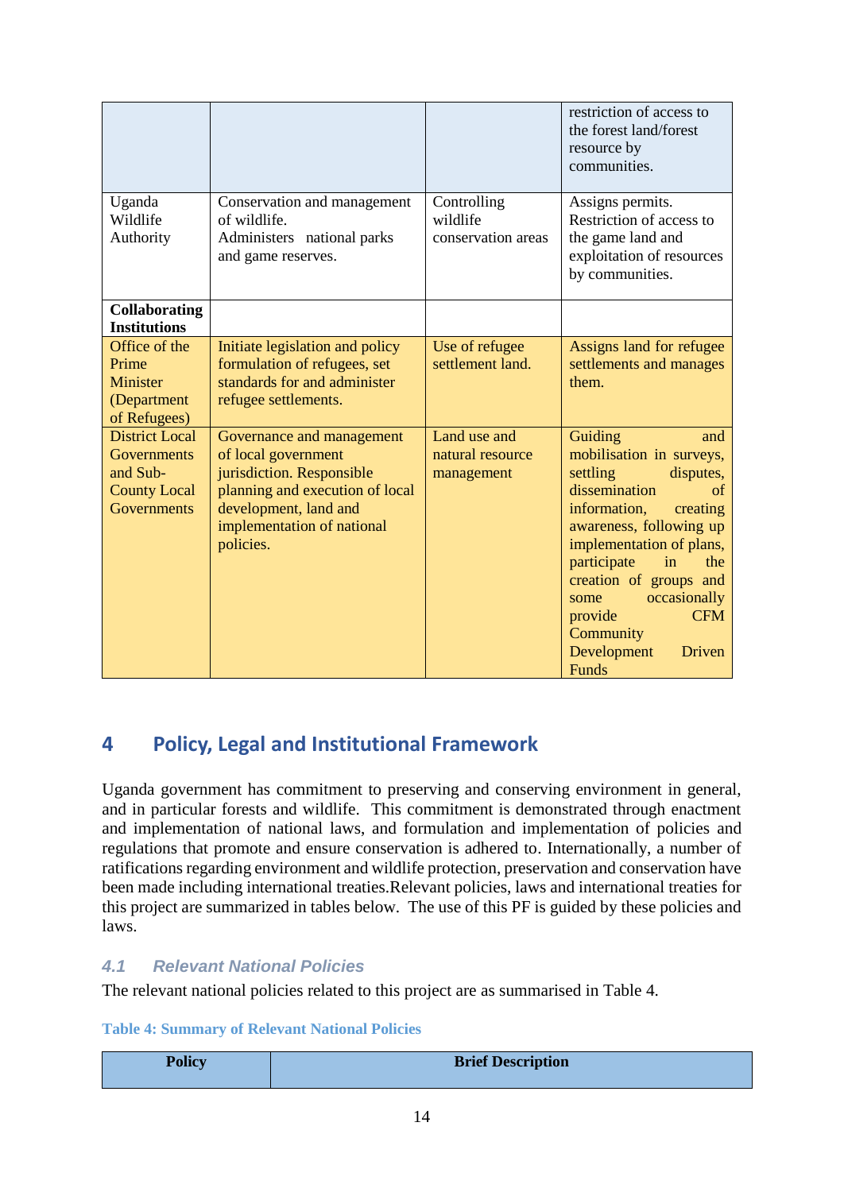| | | | |
|---|---|---|---|
| | | | restriction of access to the forest land/forest resource by communities. |
| Uganda Wildlife Authority | Conservation and management of wildlife. Administers national parks and game reserves. | Controlling wildlife conservation areas | Assigns permits. Restriction of access to the game land and exploitation of resources by communities. |
| **Collaborating Institutions** | | | |
| Office of the Prime Minister (Department of Refugees) | Initiate legislation and policy formulation of refugees, set standards for and administer refugee settlements. | Use of refugee settlement land. | Assigns land for refugee settlements and manages them. |
| District Local Governments and Sub-County Local Governments | Governance and management of local government jurisdiction. Responsible planning and execution of local development, land and implementation of national policies. | Land use and natural resource management | Guiding and mobilisation in surveys, settling disputes, dissemination of information, creating awareness, following up implementation of plans, participate in the creation of groups and some occasionally provide CFM Community Development Driven Funds |

# 4 Policy, Legal and Institutional Framework

Uganda government has commitment to preserving and conserving environment in general, and in particular forests and wildlife. This commitment is demonstrated through enactment and implementation of national laws, and formulation and implementation of policies and regulations that promote and ensure conservation is adhered to. Internationally, a number of ratifications regarding environment and wildlife protection, preservation and conservation have been made including international treaties.Relevant policies, laws and international treaties for this project are summarized in tables below. The use of this PF is guided by these policies and laws.

## 4.1 Relevant National Policies

The relevant national policies related to this project are as summarised in Table 4.

**Table 4: Summary of Relevant National Policies**

| Policy | Brief Description |
|---|---|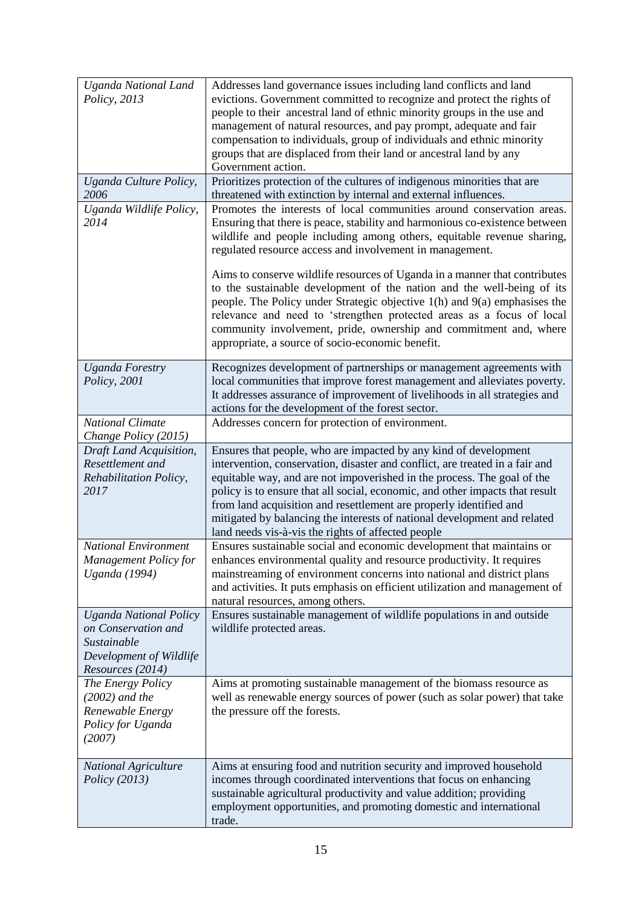| | |
|---|---|
| *Uganda National Land Policy, 2013* | Addresses land governance issues including land conflicts and land evictions. Government committed to recognize and protect the rights of people to their ancestral land of ethnic minority groups in the use and management of natural resources, and pay prompt, adequate and fair compensation to individuals, group of individuals and ethnic minority groups that are displaced from their land or ancestral land by any Government action. |
| *Uganda Culture Policy, 2006* | Prioritizes protection of the cultures of indigenous minorities that are threatened with extinction by internal and external influences. |
| *Uganda Wildlife Policy, 2014* | Promotes the interests of local communities around conservation areas. Ensuring that there is peace, stability and harmonious co-existence between wildlife and people including among others, equitable revenue sharing, regulated resource access and involvement in management.<br><br>Aims to conserve wildlife resources of Uganda in a manner that contributes to the sustainable development of the nation and the well-being of its people. The Policy under Strategic objective 1(h) and 9(a) emphasises the relevance and need to 'strengthen protected areas as a focus of local community involvement, pride, ownership and commitment and, where appropriate, a source of socio-economic benefit. |
| *Uganda Forestry Policy, 2001* | Recognizes development of partnerships or management agreements with local communities that improve forest management and alleviates poverty. It addresses assurance of improvement of livelihoods in all strategies and actions for the development of the forest sector. |
| *National Climate Change Policy (2015)* | Addresses concern for protection of environment. |
| *Draft Land Acquisition, Resettlement and Rehabilitation Policy, 2017* | Ensures that people, who are impacted by any kind of development intervention, conservation, disaster and conflict, are treated in a fair and equitable way, and are not impoverished in the process. The goal of the policy is to ensure that all social, economic, and other impacts that result from land acquisition and resettlement are properly identified and mitigated by balancing the interests of national development and related land needs vis-à-vis the rights of affected people |
| *National Environment Management Policy for Uganda (1994)* | Ensures sustainable social and economic development that maintains or enhances environmental quality and resource productivity. It requires mainstreaming of environment concerns into national and district plans and activities. It puts emphasis on efficient utilization and management of natural resources, among others. |
| *Uganda National Policy on Conservation and Sustainable Development of Wildlife Resources (2014)* | Ensures sustainable management of wildlife populations in and outside wildlife protected areas. |
| *The Energy Policy (2002) and the Renewable Energy Policy for Uganda (2007)* | Aims at promoting sustainable management of the biomass resource as well as renewable energy sources of power (such as solar power) that take the pressure off the forests. |
| *National Agriculture Policy (2013)* | Aims at ensuring food and nutrition security and improved household incomes through coordinated interventions that focus on enhancing sustainable agricultural productivity and value addition; providing employment opportunities, and promoting domestic and international trade. |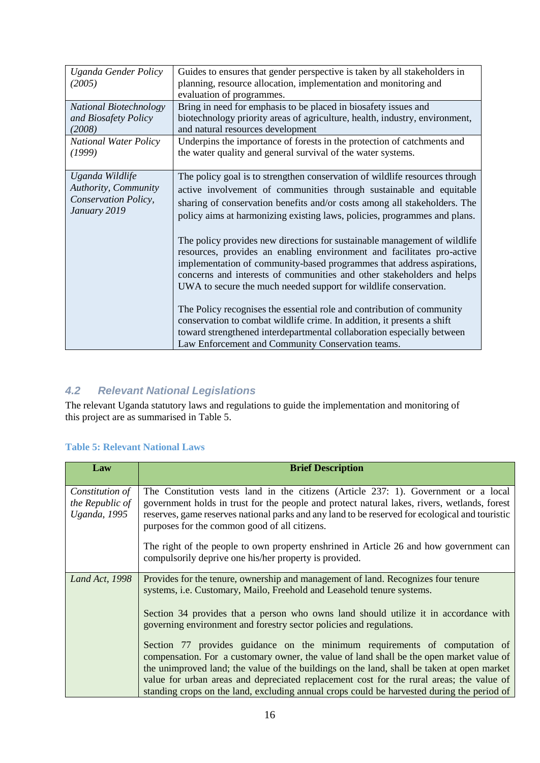| | |
|---|---|
| *Uganda Gender Policy (2005)* | Guides to ensures that gender perspective is taken by all stakeholders in planning, resource allocation, implementation and monitoring and evaluation of programmes. |
| *National Biotechnology and Biosafety Policy (2008)* | Bring in need for emphasis to be placed in biosafety issues and biotechnology priority areas of agriculture, health, industry, environment, and natural resources development |
| *National Water Policy (1999)* | Underpins the importance of forests in the protection of catchments and the water quality and general survival of the water systems. |
| *Uganda Wildlife Authority, Community Conservation Policy, January 2019* | The policy goal is to strengthen conservation of wildlife resources through active involvement of communities through sustainable and equitable sharing of conservation benefits and/or costs among all stakeholders. The policy aims at harmonizing existing laws, policies, programmes and plans.<br><br>The policy provides new directions for sustainable management of wildlife resources, provides an enabling environment and facilitates pro-active implementation of community-based programmes that address aspirations, concerns and interests of communities and other stakeholders and helps UWA to secure the much needed support for wildlife conservation.<br><br>The Policy recognises the essential role and contribution of community conservation to combat wildlife crime. In addition, it presents a shift toward strengthened interdepartmental collaboration especially between Law Enforcement and Community Conservation teams. |

## *4.2 Relevant National Legislations*

The relevant Uganda statutory laws and regulations to guide the implementation and monitoring of this project are as summarised in Table 5.

**Table 5: Relevant National Laws**

| Law | Brief Description |
|---|---|
| *Constitution of the Republic of Uganda, 1995* | The Constitution vests land in the citizens (Article 237: 1). Government or a local government holds in trust for the people and protect natural lakes, rivers, wetlands, forest reserves, game reserves national parks and any land to be reserved for ecological and touristic purposes for the common good of all citizens.<br><br>The right of the people to own property enshrined in Article 26 and how government can compulsorily deprive one his/her property is provided. |
| *Land Act, 1998* | Provides for the tenure, ownership and management of land. Recognizes four tenure systems, i.e. Customary, Mailo, Freehold and Leasehold tenure systems.<br><br>Section 34 provides that a person who owns land should utilize it in accordance with governing environment and forestry sector policies and regulations.<br><br>Section 77 provides guidance on the minimum requirements of computation of compensation. For a customary owner, the value of land shall be the open market value of the unimproved land; the value of the buildings on the land, shall be taken at open market value for urban areas and depreciated replacement cost for the rural areas; the value of standing crops on the land, excluding annual crops could be harvested during the period of |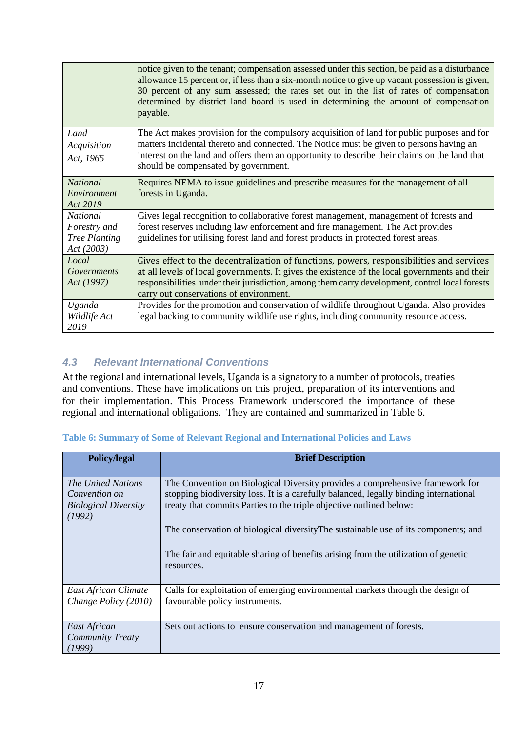|  |  |
|---|---|
|  | notice given to the tenant; compensation assessed under this section, be paid as a disturbance allowance 15 percent or, if less than a six-month notice to give up vacant possession is given, 30 percent of any sum assessed; the rates set out in the list of rates of compensation determined by district land board is used in determining the amount of compensation payable. |
| *Land Acquisition Act, 1965* | The Act makes provision for the compulsory acquisition of land for public purposes and for matters incidental thereto and connected. The Notice must be given to persons having an interest on the land and offers them an opportunity to describe their claims on the land that should be compensated by government. |
| *National Environment Act 2019* | Requires NEMA to issue guidelines and prescribe measures for the management of all forests in Uganda. |
| *National Forestry and Tree Planting Act (2003)* | Gives legal recognition to collaborative forest management, management of forests and forest reserves including law enforcement and fire management. The Act provides guidelines for utilising forest land and forest products in protected forest areas. |
| *Local Governments Act (1997)* | Gives effect to the decentralization of functions, powers, responsibilities and services at all levels of local governments. It gives the existence of the local governments and their responsibilities under their jurisdiction, among them carry development, control local forests carry out conservations of environment. |
| *Uganda Wildlife Act 2019* | Provides for the promotion and conservation of wildlife throughout Uganda. Also provides legal backing to community wildlife use rights, including community resource access. |

### *4.3 Relevant International Conventions*

At the regional and international levels, Uganda is a signatory to a number of protocols, treaties and conventions. These have implications on this project, preparation of its interventions and for their implementation. This Process Framework underscored the importance of these regional and international obligations. They are contained and summarized in Table 6.

**Table 6: Summary of Some of Relevant Regional and International Policies and Laws**

| Policy/legal | Brief Description |
|---|---|
| *The United Nations Convention on Biological Diversity (1992)* | The Convention on Biological Diversity provides a comprehensive framework for stopping biodiversity loss. It is a carefully balanced, legally binding international treaty that commits Parties to the triple objective outlined below:<br><br>The conservation of biological diversityThe sustainable use of its components; and<br><br>The fair and equitable sharing of benefits arising from the utilization of genetic resources. |
| *East African Climate Change Policy (2010)* | Calls for exploitation of emerging environmental markets through the design of favourable policy instruments. |
| *East African Community Treaty (1999)* | Sets out actions to ensure conservation and management of forests. |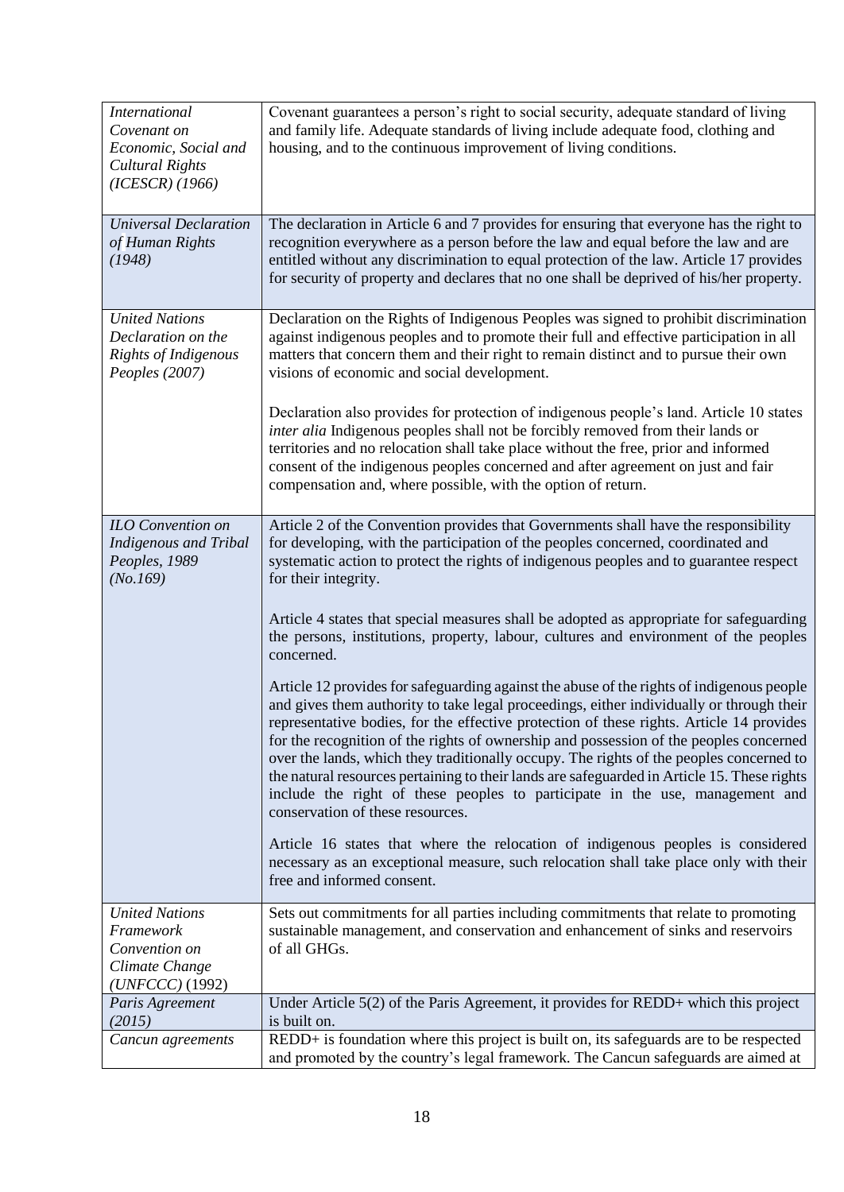| | |
|---|---|
| *International Covenant on Economic, Social and Cultural Rights (ICESCR) (1966)* | Covenant guarantees a person's right to social security, adequate standard of living and family life. Adequate standards of living include adequate food, clothing and housing, and to the continuous improvement of living conditions. |
| *Universal Declaration of Human Rights (1948)* | The declaration in Article 6 and 7 provides for ensuring that everyone has the right to recognition everywhere as a person before the law and equal before the law and are entitled without any discrimination to equal protection of the law. Article 17 provides for security of property and declares that no one shall be deprived of his/her property. |
| *United Nations Declaration on the Rights of Indigenous Peoples (2007)* | Declaration on the Rights of Indigenous Peoples was signed to prohibit discrimination against indigenous peoples and to promote their full and effective participation in all matters that concern them and their right to remain distinct and to pursue their own visions of economic and social development.<br><br>Declaration also provides for protection of indigenous people's land. Article 10 states *inter alia* Indigenous peoples shall not be forcibly removed from their lands or territories and no relocation shall take place without the free, prior and informed consent of the indigenous peoples concerned and after agreement on just and fair compensation and, where possible, with the option of return. |
| *ILO Convention on Indigenous and Tribal Peoples, 1989 (No.169)* | Article 2 of the Convention provides that Governments shall have the responsibility for developing, with the participation of the peoples concerned, coordinated and systematic action to protect the rights of indigenous peoples and to guarantee respect for their integrity.<br><br>Article 4 states that special measures shall be adopted as appropriate for safeguarding the persons, institutions, property, labour, cultures and environment of the peoples concerned.<br><br>Article 12 provides for safeguarding against the abuse of the rights of indigenous people and gives them authority to take legal proceedings, either individually or through their representative bodies, for the effective protection of these rights. Article 14 provides for the recognition of the rights of ownership and possession of the peoples concerned over the lands, which they traditionally occupy. The rights of the peoples concerned to the natural resources pertaining to their lands are safeguarded in Article 15. These rights include the right of these peoples to participate in the use, management and conservation of these resources.<br><br>Article 16 states that where the relocation of indigenous peoples is considered necessary as an exceptional measure, such relocation shall take place only with their free and informed consent. |
| *United Nations Framework Convention on Climate Change (UNFCCC)* (1992) | Sets out commitments for all parties including commitments that relate to promoting sustainable management, and conservation and enhancement of sinks and reservoirs of all GHGs. |
| *Paris Agreement (2015)* | Under Article 5(2) of the Paris Agreement, it provides for REDD+ which this project is built on. |
| *Cancun agreements* | REDD+ is foundation where this project is built on, its safeguards are to be respected and promoted by the country's legal framework. The Cancun safeguards are aimed at |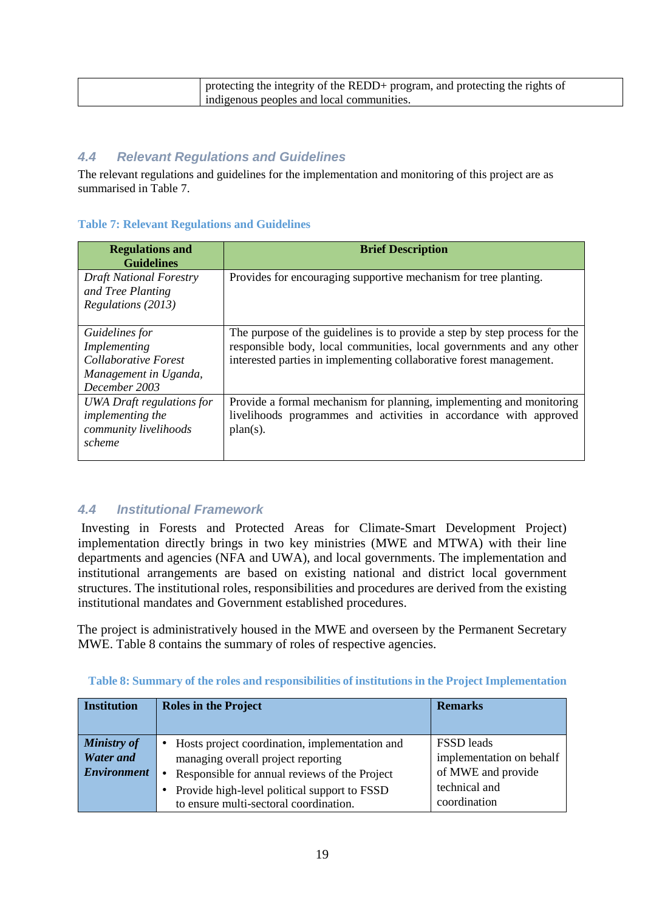|  | protecting the integrity of the REDD+ program, and protecting the rights of indigenous peoples and local communities. |
|---|---|

## 4.4 Relevant Regulations and Guidelines

The relevant regulations and guidelines for the implementation and monitoring of this project are as summarised in Table 7.

**Table 7: Relevant Regulations and Guidelines**

| Regulations and Guidelines | Brief Description |
|---|---|
| *Draft National Forestry and Tree Planting Regulations (2013)* | Provides for encouraging supportive mechanism for tree planting. |
| *Guidelines for Implementing Collaborative Forest Management in Uganda, December 2003* | The purpose of the guidelines is to provide a step by step process for the responsible body, local communities, local governments and any other interested parties in implementing collaborative forest management. |
| *UWA Draft regulations for implementing the community livelihoods scheme* | Provide a formal mechanism for planning, implementing and monitoring livelihoods programmes and activities in accordance with approved plan(s). |

## 4.4 Institutional Framework

Investing in Forests and Protected Areas for Climate-Smart Development Project) implementation directly brings in two key ministries (MWE and MTWA) with their line departments and agencies (NFA and UWA), and local governments. The implementation and institutional arrangements are based on existing national and district local government structures. The institutional roles, responsibilities and procedures are derived from the existing institutional mandates and Government established procedures.

The project is administratively housed in the MWE and overseen by the Permanent Secretary MWE. Table 8 contains the summary of roles of respective agencies.

**Table 8: Summary of the roles and responsibilities of institutions in the Project Implementation**

| Institution | Roles in the Project | Remarks |
|---|---|---|
| ***Ministry of Water and Environment*** | • Hosts project coordination, implementation and managing overall project reporting<br>• Responsible for annual reviews of the Project<br>• Provide high-level political support to FSSD to ensure multi-sectoral coordination. | FSSD leads implementation on behalf of MWE and provide technical and coordination |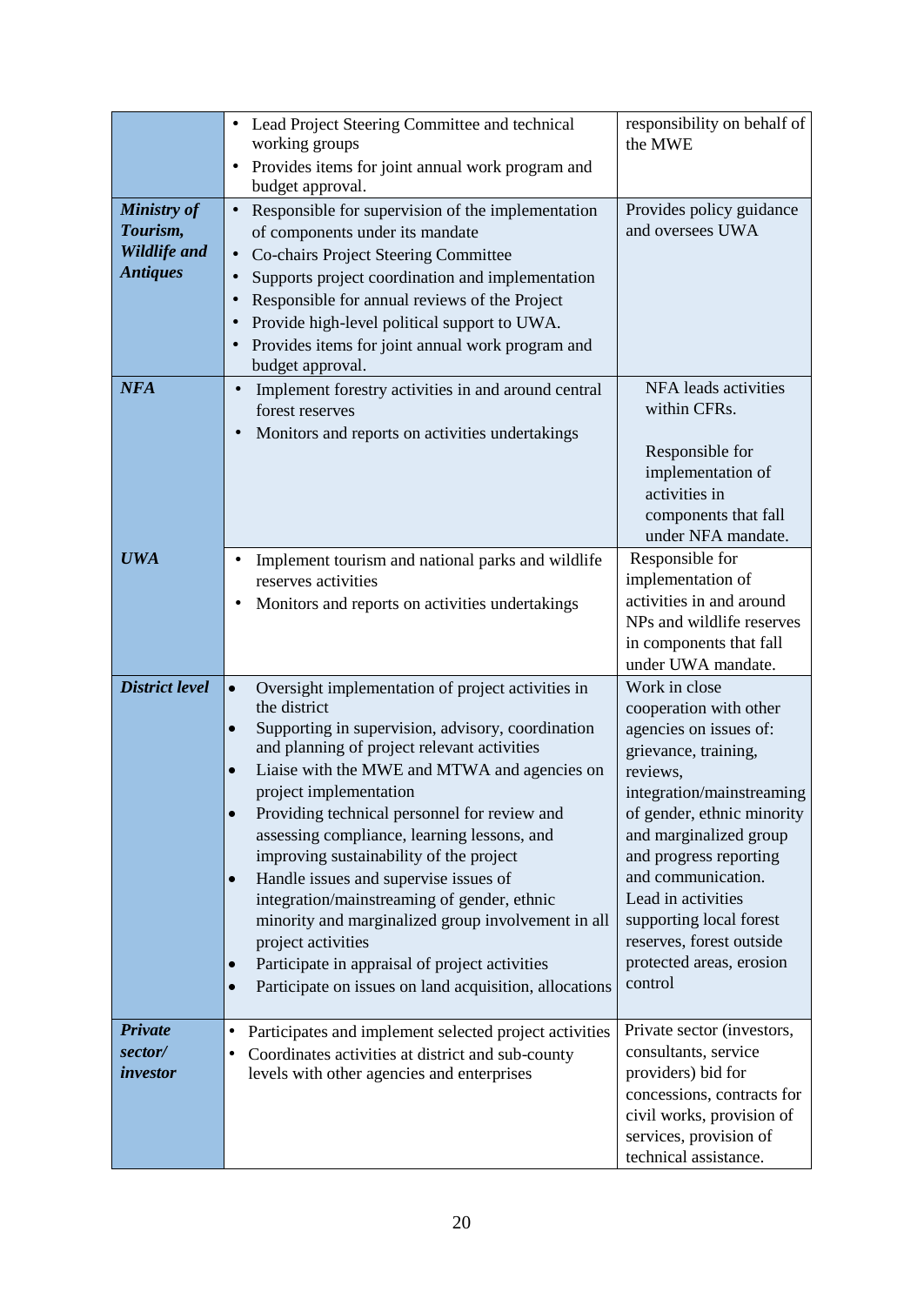| | | |
|---|---|---|
| | • Lead Project Steering Committee and technical working groups<br>• Provides items for joint annual work program and budget approval. | responsibility on behalf of the MWE |
| ***Ministry of Tourism, Wildlife and Antiques*** | • Responsible for supervision of the implementation of components under its mandate<br>• Co-chairs Project Steering Committee<br>• Supports project coordination and implementation<br>• Responsible for annual reviews of the Project<br>• Provide high-level political support to UWA.<br>• Provides items for joint annual work program and budget approval. | Provides policy guidance and oversees UWA |
| ***NFA*** | • Implement forestry activities in and around central forest reserves<br>• Monitors and reports on activities undertakings | NFA leads activities within CFRs.<br><br>Responsible for implementation of activities in components that fall under NFA mandate. |
| ***UWA*** | • Implement tourism and national parks and wildlife reserves activities<br>• Monitors and reports on activities undertakings | Responsible for implementation of activities in and around NPs and wildlife reserves in components that fall under UWA mandate. |
| ***District level*** | • Oversight implementation of project activities in the district<br>• Supporting in supervision, advisory, coordination and planning of project relevant activities<br>• Liaise with the MWE and MTWA and agencies on project implementation<br>• Providing technical personnel for review and assessing compliance, learning lessons, and improving sustainability of the project<br>• Handle issues and supervise issues of integration/mainstreaming of gender, ethnic minority and marginalized group involvement in all project activities<br>• Participate in appraisal of project activities<br>• Participate on issues on land acquisition, allocations | Work in close cooperation with other agencies on issues of: grievance, training, reviews, integration/mainstreaming of gender, ethnic minority and marginalized group and progress reporting and communication. Lead in activities supporting local forest reserves, forest outside protected areas, erosion control |
| ***Private sector/ investor*** | • Participates and implement selected project activities<br>• Coordinates activities at district and sub-county levels with other agencies and enterprises | Private sector (investors, consultants, service providers) bid for concessions, contracts for civil works, provision of services, provision of technical assistance. |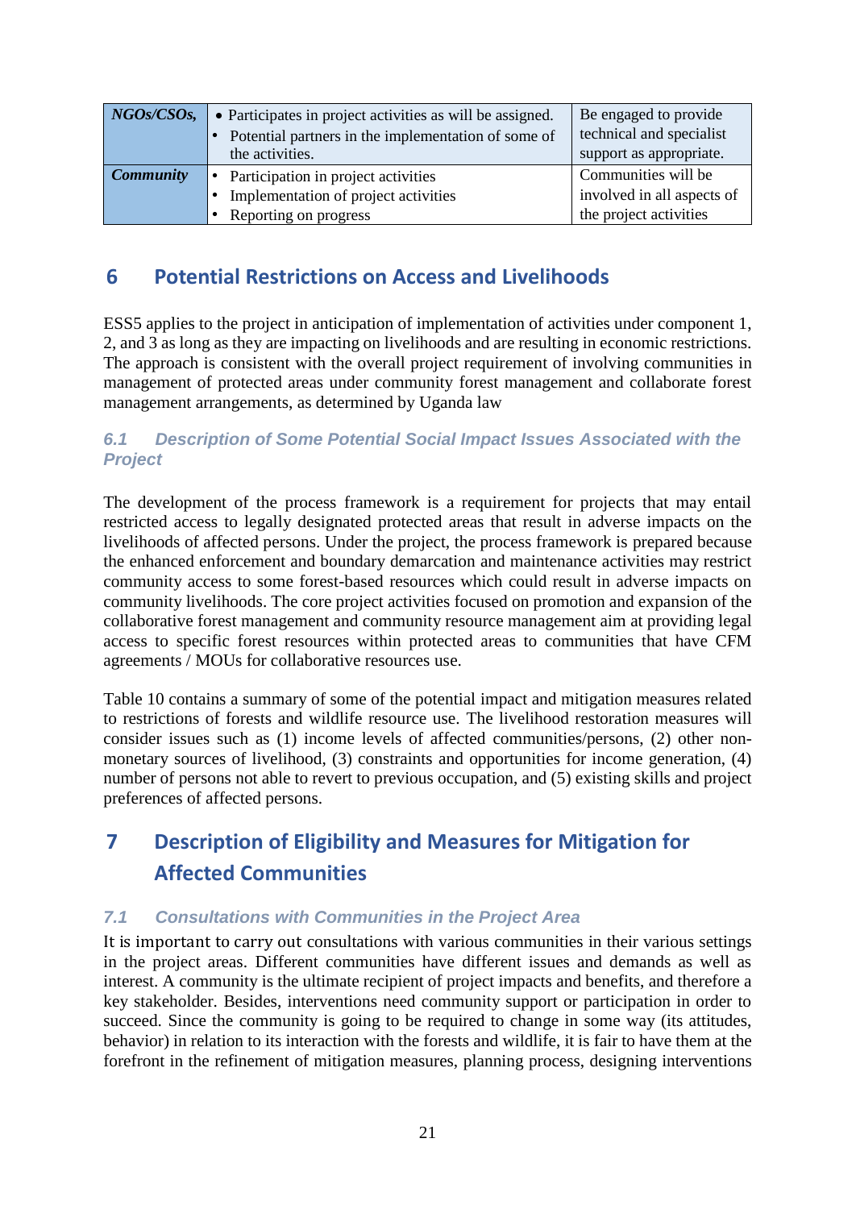| *NGOs/CSOs,* | • Participates in project activities as will be assigned.<br>• Potential partners in the implementation of some of the activities. | Be engaged to provide technical and specialist support as appropriate. |
|---|---|---|
| ***Community*** | • Participation in project activities<br>• Implementation of project activities<br>• Reporting on progress | Communities will be involved in all aspects of the project activities |

# 6 Potential Restrictions on Access and Livelihoods

ESS5 applies to the project in anticipation of implementation of activities under component 1, 2, and 3 as long as they are impacting on livelihoods and are resulting in economic restrictions. The approach is consistent with the overall project requirement of involving communities in management of protected areas under community forest management and collaborate forest management arrangements, as determined by Uganda law

### *6.1 Description of Some Potential Social Impact Issues Associated with the Project*

The development of the process framework is a requirement for projects that may entail restricted access to legally designated protected areas that result in adverse impacts on the livelihoods of affected persons. Under the project, the process framework is prepared because the enhanced enforcement and boundary demarcation and maintenance activities may restrict community access to some forest-based resources which could result in adverse impacts on community livelihoods. The core project activities focused on promotion and expansion of the collaborative forest management and community resource management aim at providing legal access to specific forest resources within protected areas to communities that have CFM agreements / MOUs for collaborative resources use.

Table 10 contains a summary of some of the potential impact and mitigation measures related to restrictions of forests and wildlife resource use. The livelihood restoration measures will consider issues such as (1) income levels of affected communities/persons, (2) other non-monetary sources of livelihood, (3) constraints and opportunities for income generation, (4) number of persons not able to revert to previous occupation, and (5) existing skills and project preferences of affected persons.

# 7 Description of Eligibility and Measures for Mitigation for Affected Communities

### *7.1 Consultations with Communities in the Project Area*

It is important to carry out consultations with various communities in their various settings in the project areas. Different communities have different issues and demands as well as interest. A community is the ultimate recipient of project impacts and benefits, and therefore a key stakeholder. Besides, interventions need community support or participation in order to succeed. Since the community is going to be required to change in some way (its attitudes, behavior) in relation to its interaction with the forests and wildlife, it is fair to have them at the forefront in the refinement of mitigation measures, planning process, designing interventions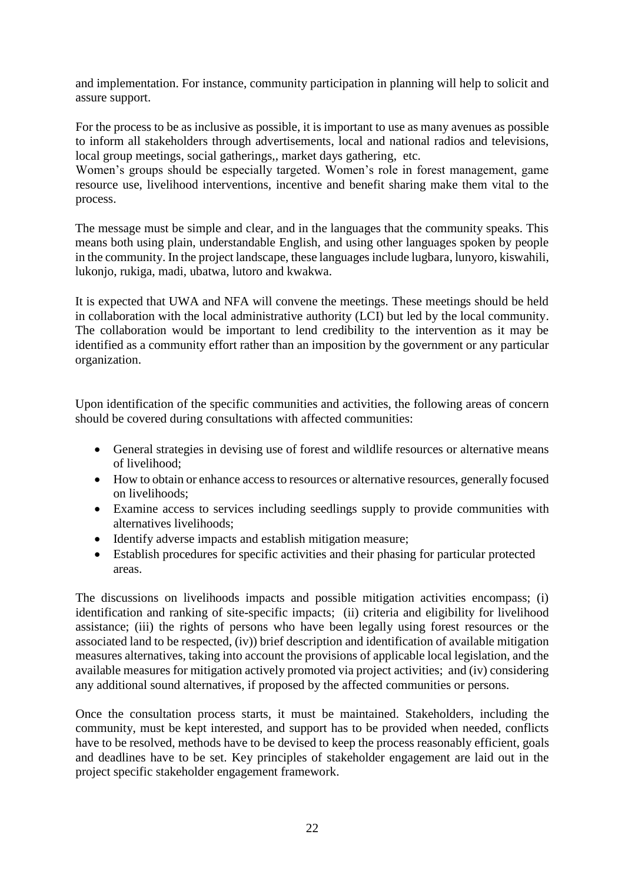and implementation. For instance, community participation in planning will help to solicit and assure support.

For the process to be as inclusive as possible, it is important to use as many avenues as possible to inform all stakeholders through advertisements, local and national radios and televisions, local group meetings, social gatherings,, market days gathering, etc.
Women's groups should be especially targeted. Women's role in forest management, game resource use, livelihood interventions, incentive and benefit sharing make them vital to the process.

The message must be simple and clear, and in the languages that the community speaks. This means both using plain, understandable English, and using other languages spoken by people in the community. In the project landscape, these languages include lugbara, lunyoro, kiswahili, lukonjo, rukiga, madi, ubatwa, lutoro and kwakwa.

It is expected that UWA and NFA will convene the meetings. These meetings should be held in collaboration with the local administrative authority (LCI) but led by the local community. The collaboration would be important to lend credibility to the intervention as it may be identified as a community effort rather than an imposition by the government or any particular organization.

Upon identification of the specific communities and activities, the following areas of concern should be covered during consultations with affected communities:

- General strategies in devising use of forest and wildlife resources or alternative means of livelihood;
- How to obtain or enhance access to resources or alternative resources, generally focused on livelihoods;
- Examine access to services including seedlings supply to provide communities with alternatives livelihoods;
- Identify adverse impacts and establish mitigation measure;
- Establish procedures for specific activities and their phasing for particular protected areas.

The discussions on livelihoods impacts and possible mitigation activities encompass; (i) identification and ranking of site-specific impacts; (ii) criteria and eligibility for livelihood assistance; (iii) the rights of persons who have been legally using forest resources or the associated land to be respected, (iv)) brief description and identification of available mitigation measures alternatives, taking into account the provisions of applicable local legislation, and the available measures for mitigation actively promoted via project activities; and (iv) considering any additional sound alternatives, if proposed by the affected communities or persons.

Once the consultation process starts, it must be maintained. Stakeholders, including the community, must be kept interested, and support has to be provided when needed, conflicts have to be resolved, methods have to be devised to keep the process reasonably efficient, goals and deadlines have to be set. Key principles of stakeholder engagement are laid out in the project specific stakeholder engagement framework.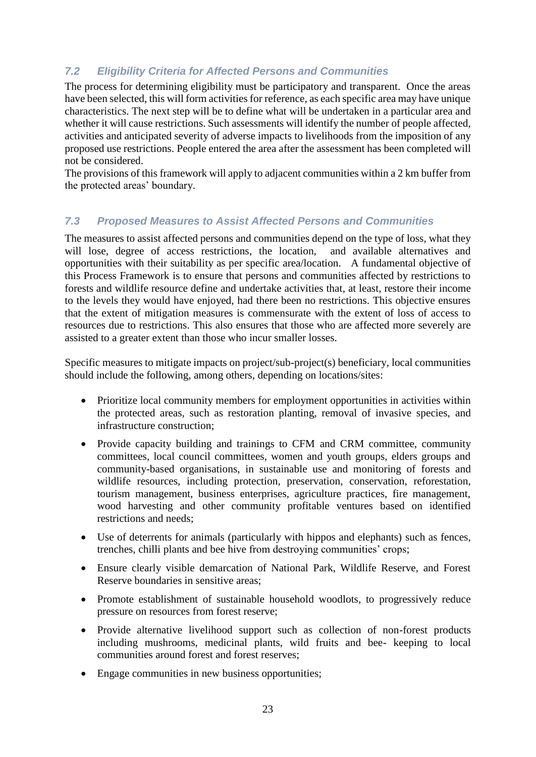### 7.2 Eligibility Criteria for Affected Persons and Communities

The process for determining eligibility must be participatory and transparent. Once the areas have been selected, this will form activities for reference, as each specific area may have unique characteristics. The next step will be to define what will be undertaken in a particular area and whether it will cause restrictions. Such assessments will identify the number of people affected, activities and anticipated severity of adverse impacts to livelihoods from the imposition of any proposed use restrictions. People entered the area after the assessment has been completed will not be considered.

The provisions of this framework will apply to adjacent communities within a 2 km buffer from the protected areas' boundary.

### 7.3 Proposed Measures to Assist Affected Persons and Communities

The measures to assist affected persons and communities depend on the type of loss, what they will lose, degree of access restrictions, the location, and available alternatives and opportunities with their suitability as per specific area/location. A fundamental objective of this Process Framework is to ensure that persons and communities affected by restrictions to forests and wildlife resource define and undertake activities that, at least, restore their income to the levels they would have enjoyed, had there been no restrictions. This objective ensures that the extent of mitigation measures is commensurate with the extent of loss of access to resources due to restrictions. This also ensures that those who are affected more severely are assisted to a greater extent than those who incur smaller losses.

Specific measures to mitigate impacts on project/sub-project(s) beneficiary, local communities should include the following, among others, depending on locations/sites:

- Prioritize local community members for employment opportunities in activities within the protected areas, such as restoration planting, removal of invasive species, and infrastructure construction;
- Provide capacity building and trainings to CFM and CRM committee, community committees, local council committees, women and youth groups, elders groups and community-based organisations, in sustainable use and monitoring of forests and wildlife resources, including protection, preservation, conservation, reforestation, tourism management, business enterprises, agriculture practices, fire management, wood harvesting and other community profitable ventures based on identified restrictions and needs;
- Use of deterrents for animals (particularly with hippos and elephants) such as fences, trenches, chilli plants and bee hive from destroying communities' crops;
- Ensure clearly visible demarcation of National Park, Wildlife Reserve, and Forest Reserve boundaries in sensitive areas;
- Promote establishment of sustainable household woodlots, to progressively reduce pressure on resources from forest reserve;
- Provide alternative livelihood support such as collection of non-forest products including mushrooms, medicinal plants, wild fruits and bee- keeping to local communities around forest and forest reserves;
- Engage communities in new business opportunities;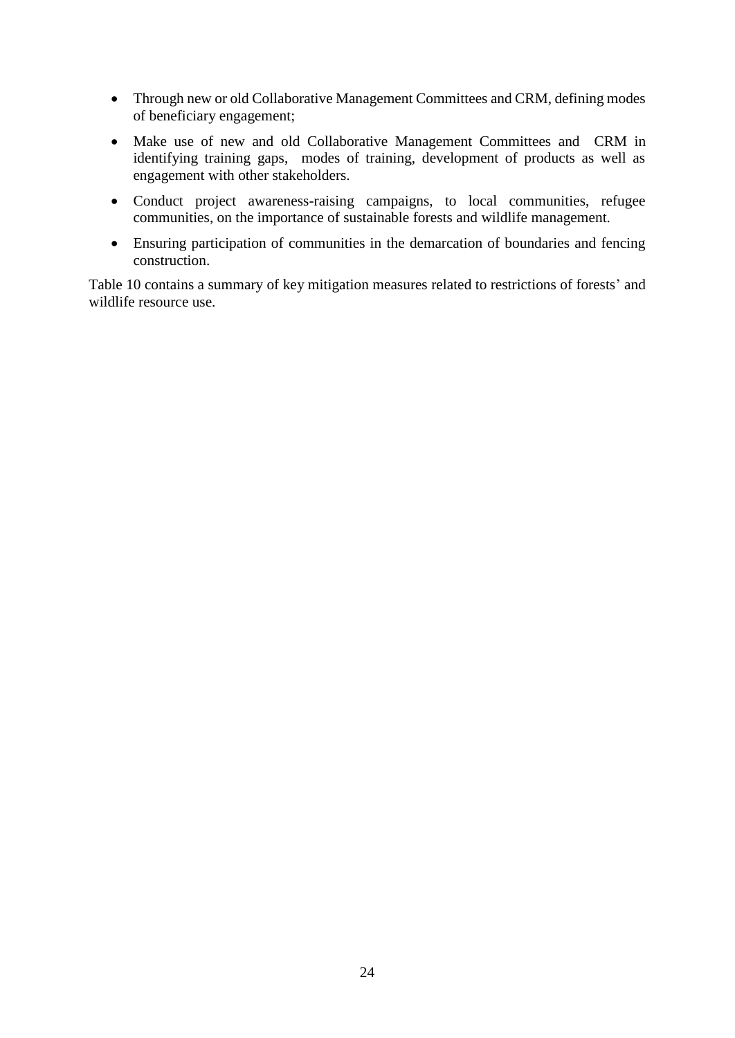- Through new or old Collaborative Management Committees and CRM, defining modes of beneficiary engagement;
- Make use of new and old Collaborative Management Committees and CRM in identifying training gaps, modes of training, development of products as well as engagement with other stakeholders.
- Conduct project awareness-raising campaigns, to local communities, refugee communities, on the importance of sustainable forests and wildlife management.
- Ensuring participation of communities in the demarcation of boundaries and fencing construction.

Table 10 contains a summary of key mitigation measures related to restrictions of forests' and wildlife resource use.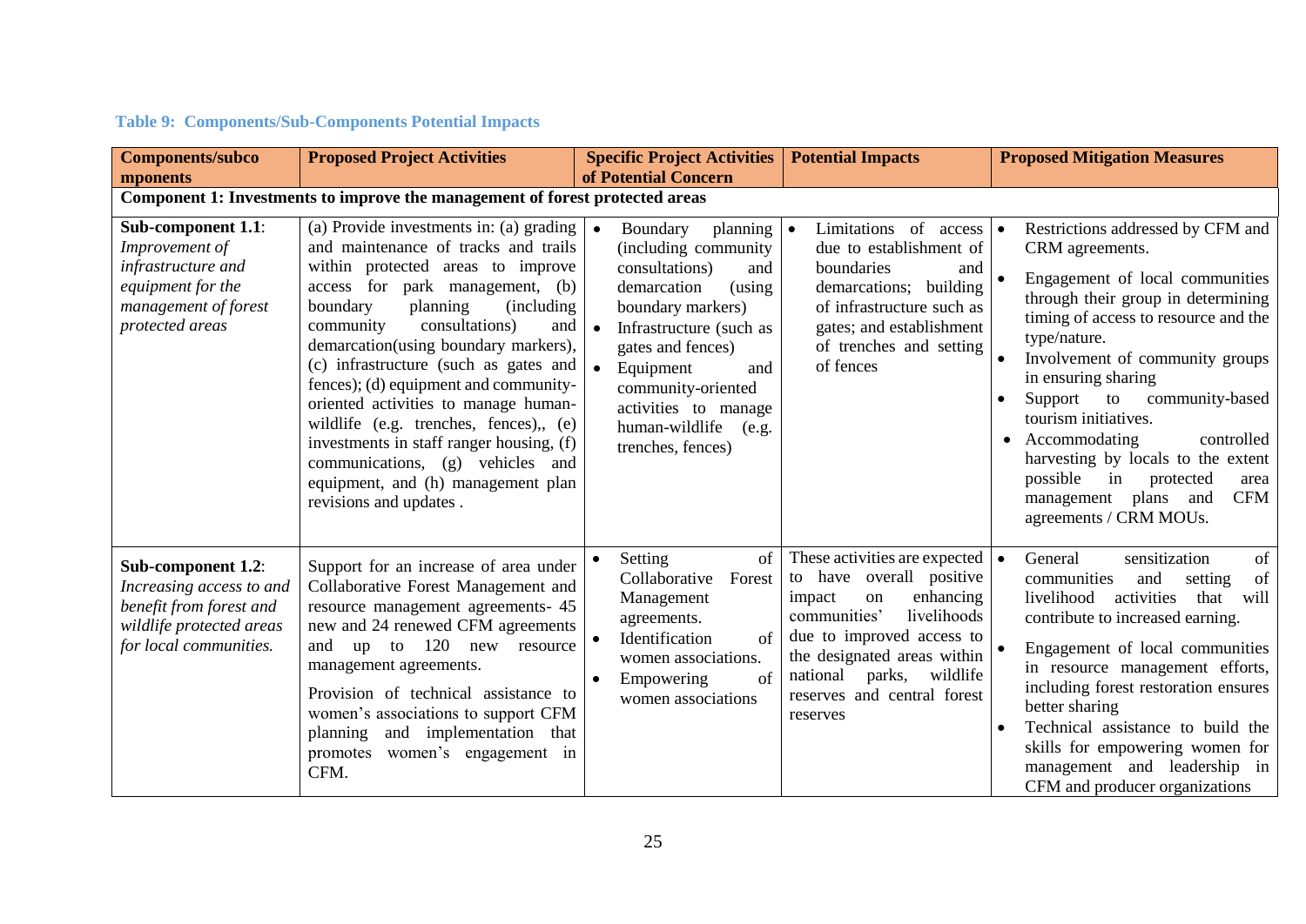**Table 9: Components/Sub-Components Potential Impacts**

| Components/subcomponents | Proposed Project Activities | Specific Project Activities of Potential Concern | Potential Impacts | Proposed Mitigation Measures |
|---|---|---|---|---|
| **Component 1: Investments to improve the management of forest protected areas** | | | | |
| **Sub-component 1.1**: *Improvement of infrastructure and equipment for the management of forest protected areas* | (a) Provide investments in: (a) grading and maintenance of tracks and trails within protected areas to improve access for park management, (b) boundary planning (including community consultations) and demarcation(using boundary markers), (c) infrastructure (such as gates and fences); (d) equipment and community-oriented activities to manage human-wildlife (e.g. trenches, fences),, (e) investments in staff ranger housing, (f) communications, (g) vehicles and equipment, and (h) management plan revisions and updates . | • Boundary planning (including community consultations) and demarcation (using boundary markers)<br>• Infrastructure (such as gates and fences)<br>• Equipment and community-oriented activities to manage human-wildlife (e.g. trenches, fences) | • Limitations of access due to establishment of boundaries and demarcations; building of infrastructure such as gates; and establishment of trenches and setting of fences | • Restrictions addressed by CFM and CRM agreements.<br>• Engagement of local communities through their group in determining timing of access to resource and the type/nature.<br>• Involvement of community groups in ensuring sharing<br>• Support to community-based tourism initiatives.<br>• Accommodating controlled harvesting by locals to the extent possible in protected area management plans and CFM agreements / CRM MOUs. |
| **Sub-component 1.2**: *Increasing access to and benefit from forest and wildlife protected areas for local communities.* | Support for an increase of area under Collaborative Forest Management and resource management agreements- 45 new and 24 renewed CFM agreements and up to 120 new resource management agreements.<br>Provision of technical assistance to women's associations to support CFM planning and implementation that promotes women's engagement in CFM. | • Setting of Collaborative Forest Management agreements.<br>• Identification of women associations.<br>• Empowering of women associations | These activities are expected to have overall positive impact on enhancing communities' livelihoods due to improved access to the designated areas within national parks, wildlife reserves and central forest reserves | • General sensitization of communities and setting of livelihood activities that will contribute to increased earning.<br>• Engagement of local communities in resource management efforts, including forest restoration ensures better sharing<br>• Technical assistance to build the skills for empowering women for management and leadership in CFM and producer organizations |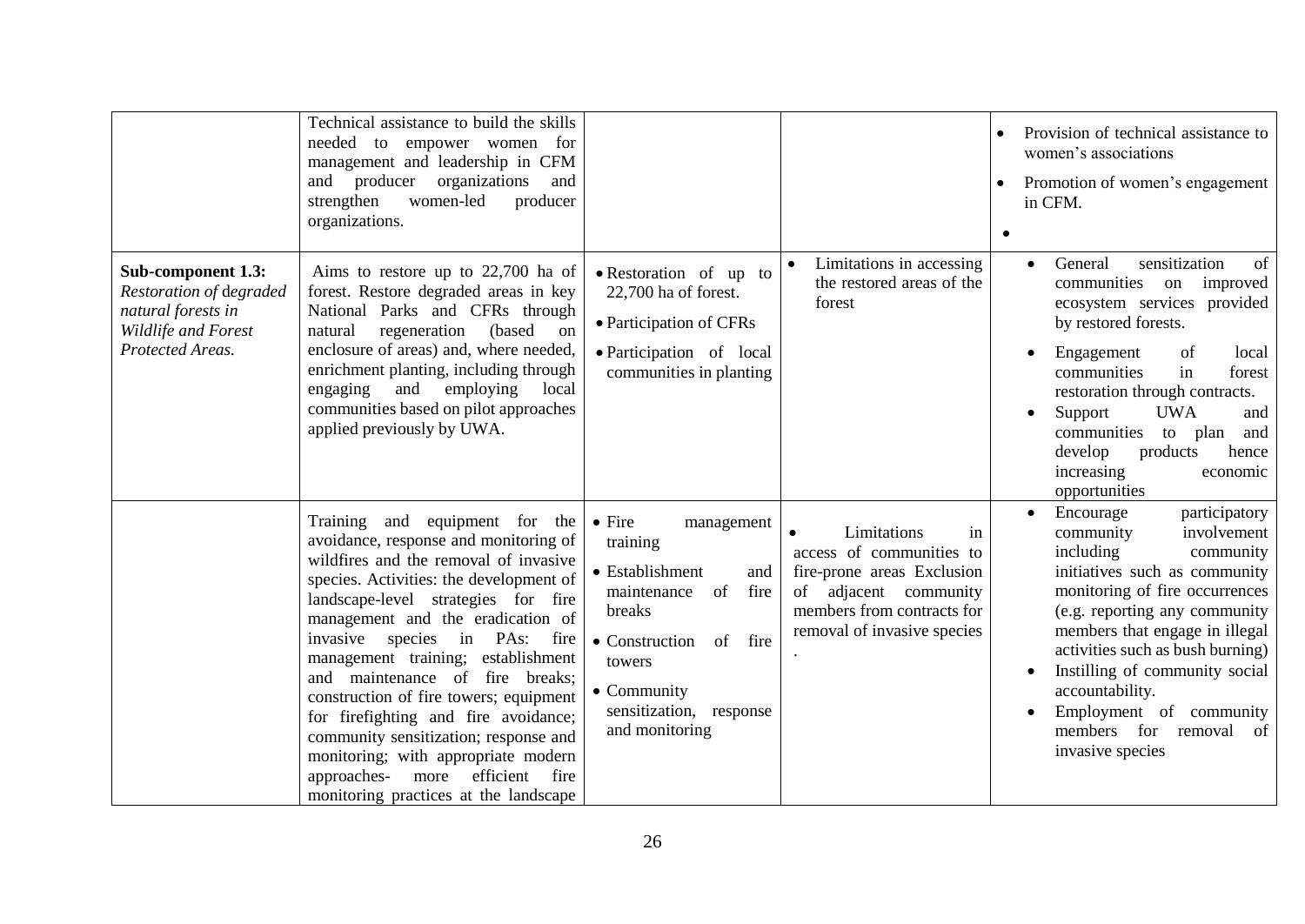| | | | | |
|---|---|---|---|---|
| | Technical assistance to build the skills needed to empower women for management and leadership in CFM and producer organizations and strengthen women-led producer organizations. | | | • Provision of technical assistance to women's associations<br>• Promotion of women's engagement in CFM.<br>• |
| **Sub-component 1.3:** *Restoration of degraded natural forests in Wildlife and Forest Protected Areas.* | Aims to restore up to 22,700 ha of forest. Restore degraded areas in key National Parks and CFRs through natural regeneration (based on enclosure of areas) and, where needed, enrichment planting, including through engaging and employing local communities based on pilot approaches applied previously by UWA. | • Restoration of up to 22,700 ha of forest.<br>• Participation of CFRs<br>• Participation of local communities in planting | • Limitations in accessing the restored areas of the forest | • General sensitization of communities on improved ecosystem services provided by restored forests.<br>• Engagement of local communities in forest restoration through contracts.<br>• Support UWA and communities to plan and develop products hence increasing economic opportunities |
| | Training and equipment for the avoidance, response and monitoring of wildfires and the removal of invasive species. Activities: the development of landscape-level strategies for fire management and the eradication of invasive species in PAs: fire management training; establishment and maintenance of fire breaks; construction of fire towers; equipment for firefighting and fire avoidance; community sensitization; response and monitoring; with appropriate modern approaches- more efficient fire monitoring practices at the landscape | • Fire management training<br>• Establishment and maintenance of fire breaks<br>• Construction of fire towers<br>• Community sensitization, response and monitoring | • Limitations in access of communities to fire-prone areas Exclusion of adjacent community members from contracts for removal of invasive species<br>. | • Encourage participatory community involvement including community initiatives such as community monitoring of fire occurrences (e.g. reporting any community members that engage in illegal activities such as bush burning)<br>• Instilling of community social accountability.<br>• Employment of community members for removal of invasive species |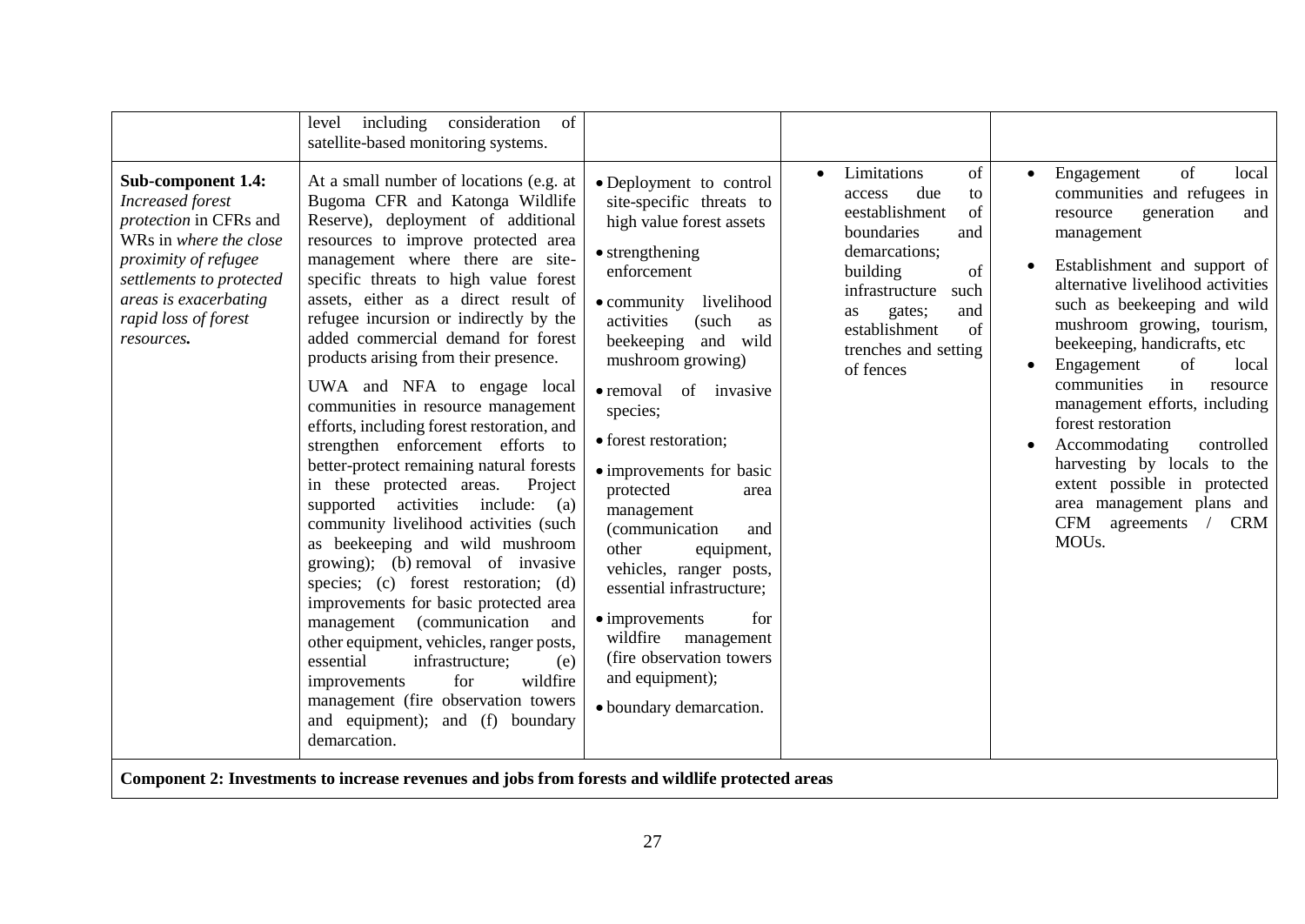| | | | | |
|---|---|---|---|---|
| | level including consideration of satellite-based monitoring systems. | | | |
| **Sub-component 1.4:** *Increased forest protection* in CFRs and WRs in *where the close proximity of refugee settlements to protected areas is exacerbating rapid loss of forest resources.* | At a small number of locations (e.g. at Bugoma CFR and Katonga Wildlife Reserve), deployment of additional resources to improve protected area management where there are site-specific threats to high value forest assets, either as a direct result of refugee incursion or indirectly by the added commercial demand for forest products arising from their presence.<br><br>UWA and NFA to engage local communities in resource management efforts, including forest restoration, and strengthen enforcement efforts to better-protect remaining natural forests in these protected areas. Project supported activities include: (a) community livelihood activities (such as beekeeping and wild mushroom growing); (b) removal of invasive species; (c) forest restoration; (d) improvements for basic protected area management (communication and other equipment, vehicles, ranger posts, essential infrastructure; (e) improvements for wildfire management (fire observation towers and equipment); and (f) boundary demarcation. | • Deployment to control site-specific threats to high value forest assets<br>• strengthening enforcement<br>• community livelihood activities (such as beekeeping and wild mushroom growing)<br>• removal of invasive species;<br>• forest restoration;<br>• improvements for basic protected area management (communication and other equipment, vehicles, ranger posts, essential infrastructure;<br>• improvements for wildfire management (fire observation towers and equipment);<br>• boundary demarcation. | • Limitations of access due to eestablishment of boundaries and demarcations; building of infrastructure such as gates; and establishment of trenches and setting of fences | • Engagement of local communities and refugees in resource generation and management<br>• Establishment and support of alternative livelihood activities such as beekeeping and wild mushroom growing, tourism, beekeeping, handicrafts, etc<br>• Engagement of local communities in resource management efforts, including forest restoration<br>• Accommodating controlled harvesting by locals to the extent possible in protected area management plans and CFM agreements / CRM MOUs. |
| **Component 2: Investments to increase revenues and jobs from forests and wildlife protected areas** | | | | |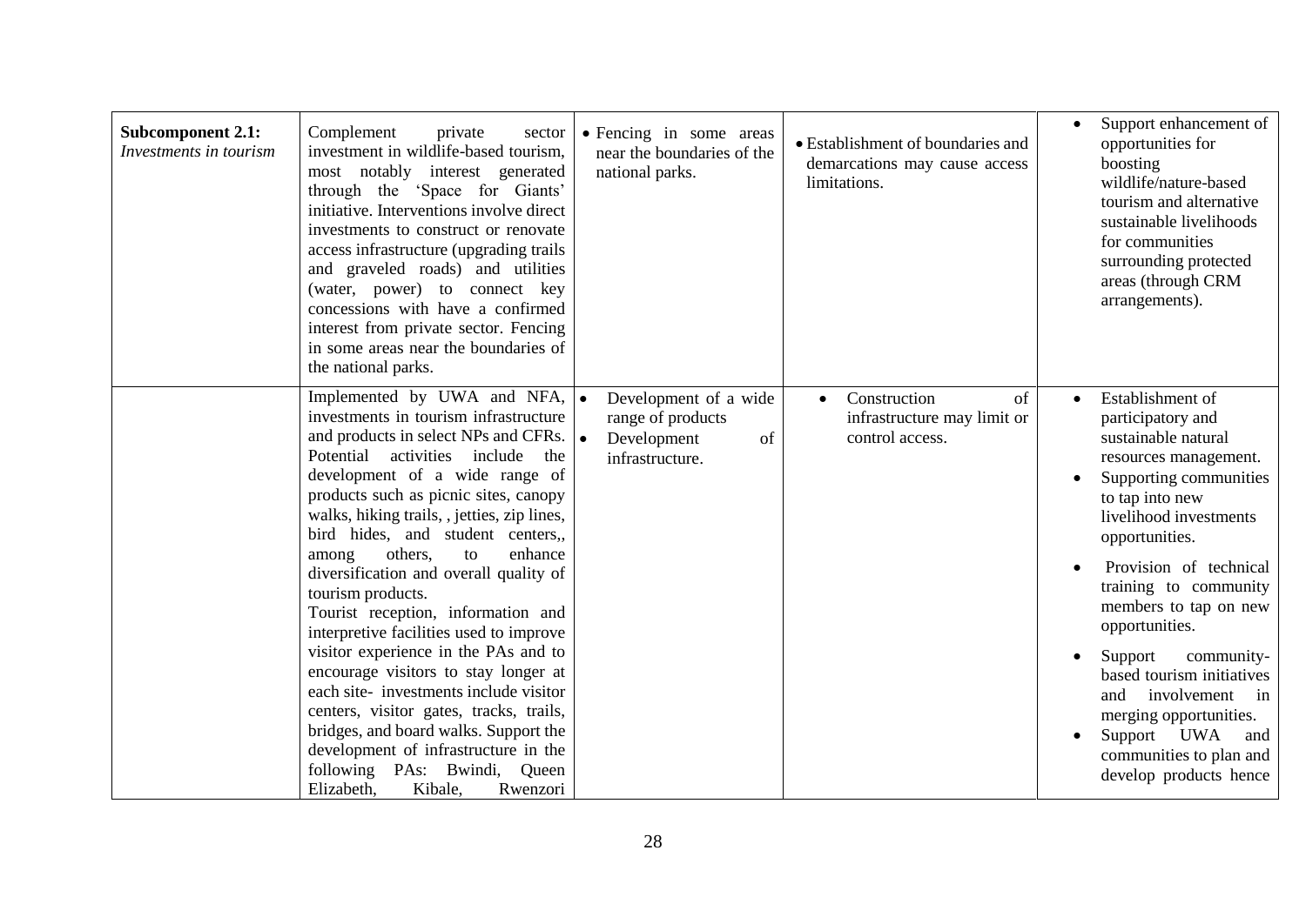| | | | | |
|---|---|---|---|---|
| **Subcomponent 2.1:** *Investments in tourism* | Complement private sector investment in wildlife-based tourism, most notably interest generated through the 'Space for Giants' initiative. Interventions involve direct investments to construct or renovate access infrastructure (upgrading trails and graveled roads) and utilities (water, power) to connect key concessions with have a confirmed interest from private sector. Fencing in some areas near the boundaries of the national parks. | • Fencing in some areas near the boundaries of the national parks. | • Establishment of boundaries and demarcations may cause access limitations. | • Support enhancement of opportunities for boosting wildlife/nature-based tourism and alternative sustainable livelihoods for communities surrounding protected areas (through CRM arrangements). |
| | Implemented by UWA and NFA, investments in tourism infrastructure and products in select NPs and CFRs. Potential activities include the development of a wide range of products such as picnic sites, canopy walks, hiking trails, , jetties, zip lines, bird hides, and student centers,, among others, to enhance diversification and overall quality of tourism products.<br>Tourist reception, information and interpretive facilities used to improve visitor experience in the PAs and to encourage visitors to stay longer at each site- investments include visitor centers, visitor gates, tracks, trails, bridges, and board walks. Support the development of infrastructure in the following PAs: Bwindi, Queen Elizabeth, Kibale, Rwenzori | • Development of a wide range of products<br>• Development of infrastructure. | • Construction of infrastructure may limit or control access. | • Establishment of participatory and sustainable natural resources management.<br>• Supporting communities to tap into new livelihood investments opportunities.<br>• Provision of technical training to community members to tap on new opportunities.<br>• Support community-based tourism initiatives and involvement in merging opportunities.<br>• Support UWA and communities to plan and develop products hence |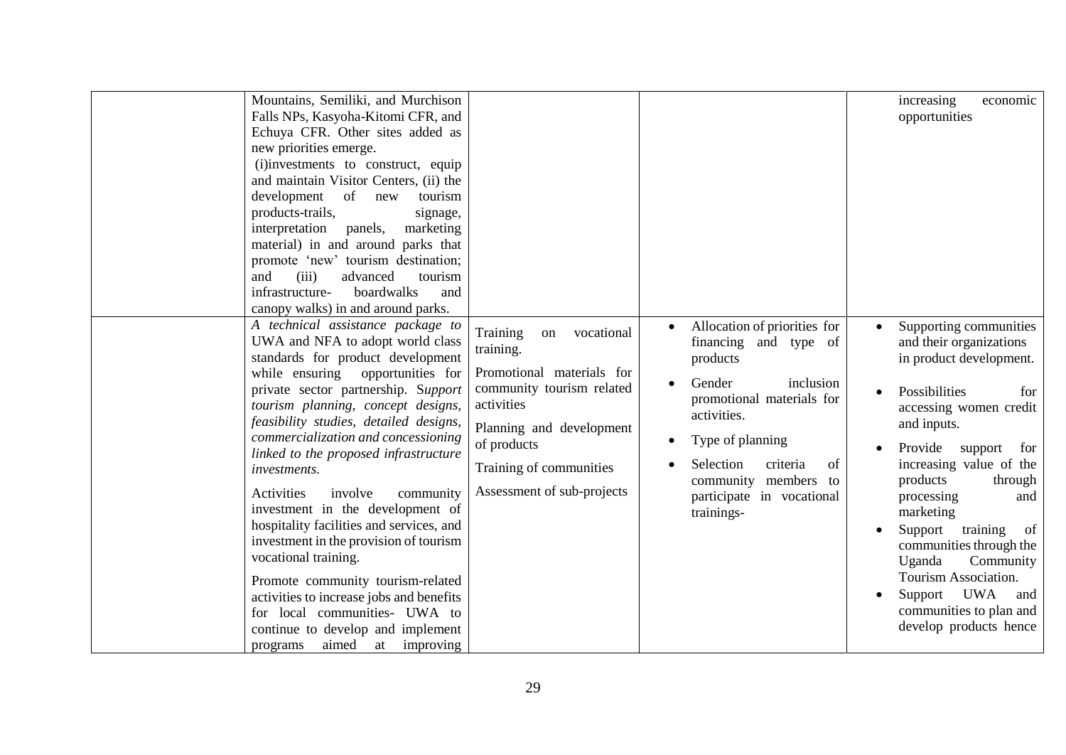| | | | | |
|---|---|---|---|---|
| | Mountains, Semiliki, and Murchison Falls NPs, Kasyoha-Kitomi CFR, and Echuya CFR. Other sites added as new priorities emerge. (i)investments to construct, equip and maintain Visitor Centers, (ii) the development of new tourism products-trails, signage, interpretation panels, marketing material) in and around parks that promote 'new' tourism destination; and (iii) advanced tourism infrastructure- boardwalks and canopy walks) in and around parks. | | | increasing economic opportunities |
| | *A technical assistance package to* UWA and NFA to adopt world class standards for product development while ensuring opportunities for private sector partnership. S*upport tourism planning, concept designs, feasibility studies, detailed designs, commercialization and concessioning linked to the proposed infrastructure investments.*<br><br>Activities involve community investment in the development of hospitality facilities and services, and investment in the provision of tourism vocational training.<br><br>Promote community tourism-related activities to increase jobs and benefits for local communities- UWA to continue to develop and implement programs aimed at improving | Training on vocational training.<br><br>Promotional materials for community tourism related activities<br><br>Planning and development of products<br><br>Training of communities<br><br>Assessment of sub-projects | • Allocation of priorities for financing and type of products<br>• Gender inclusion promotional materials for activities.<br>• Type of planning<br>• Selection criteria of community members to participate in vocational trainings- | • Supporting communities and their organizations in product development.<br>• Possibilities for accessing women credit and inputs.<br>• Provide support for increasing value of the products through processing and marketing<br>• Support training of communities through the Uganda Community Tourism Association.<br>• Support UWA and communities to plan and develop products hence |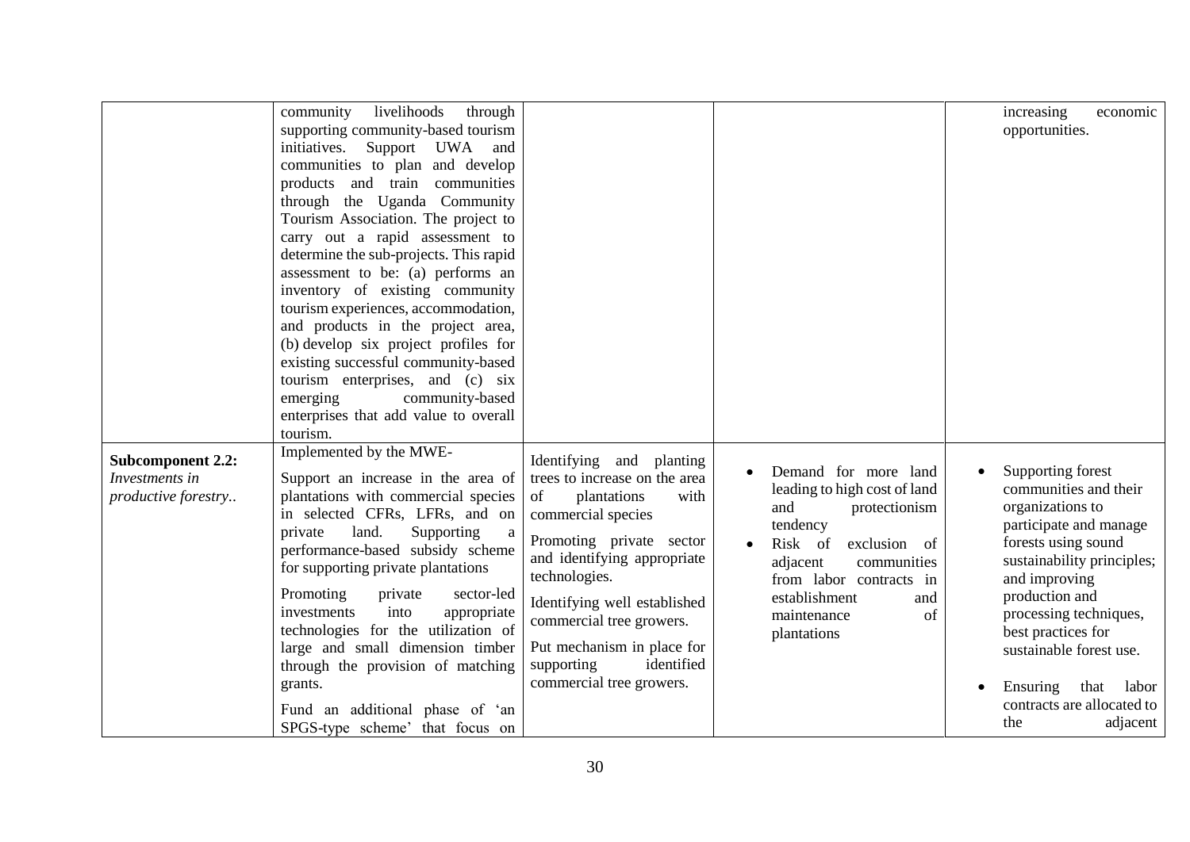| | | | | |
|---|---|---|---|---|
| | community livelihoods through supporting community-based tourism initiatives. Support UWA and communities to plan and develop products and train communities through the Uganda Community Tourism Association. The project to carry out a rapid assessment to determine the sub-projects. This rapid assessment to be: (a) performs an inventory of existing community tourism experiences, accommodation, and products in the project area, (b) develop six project profiles for existing successful community-based tourism enterprises, and (c) six emerging community-based enterprises that add value to overall tourism. | | | increasing economic opportunities. |
| **Subcomponent 2.2:** *Investments in productive forestry..* | Implemented by the MWE-<br><br>Support an increase in the area of plantations with commercial species in selected CFRs, LFRs, and on private land. Supporting a performance-based subsidy scheme for supporting private plantations<br><br>Promoting private sector-led investments into appropriate technologies for the utilization of large and small dimension timber through the provision of matching grants.<br><br>Fund an additional phase of 'an SPGS-type scheme' that focus on | Identifying and planting trees to increase on the area of plantations with commercial species<br><br>Promoting private sector and identifying appropriate technologies.<br><br>Identifying well established commercial tree growers.<br><br>Put mechanism in place for supporting identified commercial tree growers. | • Demand for more land leading to high cost of land and protectionism tendency<br>• Risk of exclusion of adjacent communities from labor contracts in establishment and maintenance of plantations | • Supporting forest communities and their organizations to participate and manage forests using sound sustainability principles; and improving production and processing techniques, best practices for sustainable forest use.<br><br>• Ensuring that labor contracts are allocated to the adjacent |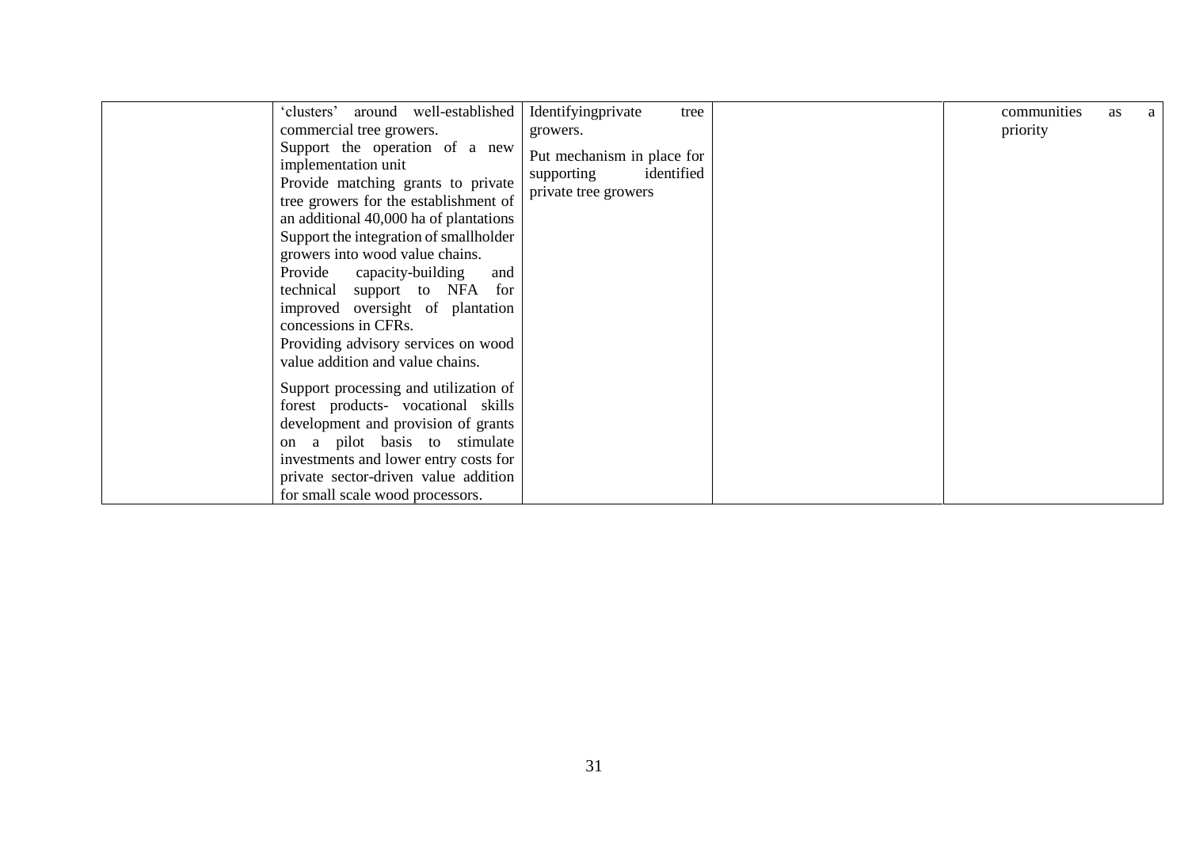| | | | | |
|---|---|---|---|---|
| | 'clusters' around well-established commercial tree growers.<br>Support the operation of a new implementation unit<br>Provide matching grants to private tree growers for the establishment of an additional 40,000 ha of plantations<br>Support the integration of smallholder growers into wood value chains.<br>Provide capacity-building and technical support to NFA for improved oversight of plantation concessions in CFRs.<br>Providing advisory services on wood value addition and value chains.<br>Support processing and utilization of forest products- vocational skills development and provision of grants on a pilot basis to stimulate investments and lower entry costs for private sector-driven value addition for small scale wood processors. | Identifyingprivate tree growers.<br>Put mechanism in place for supporting identified private tree growers | | communities as a priority |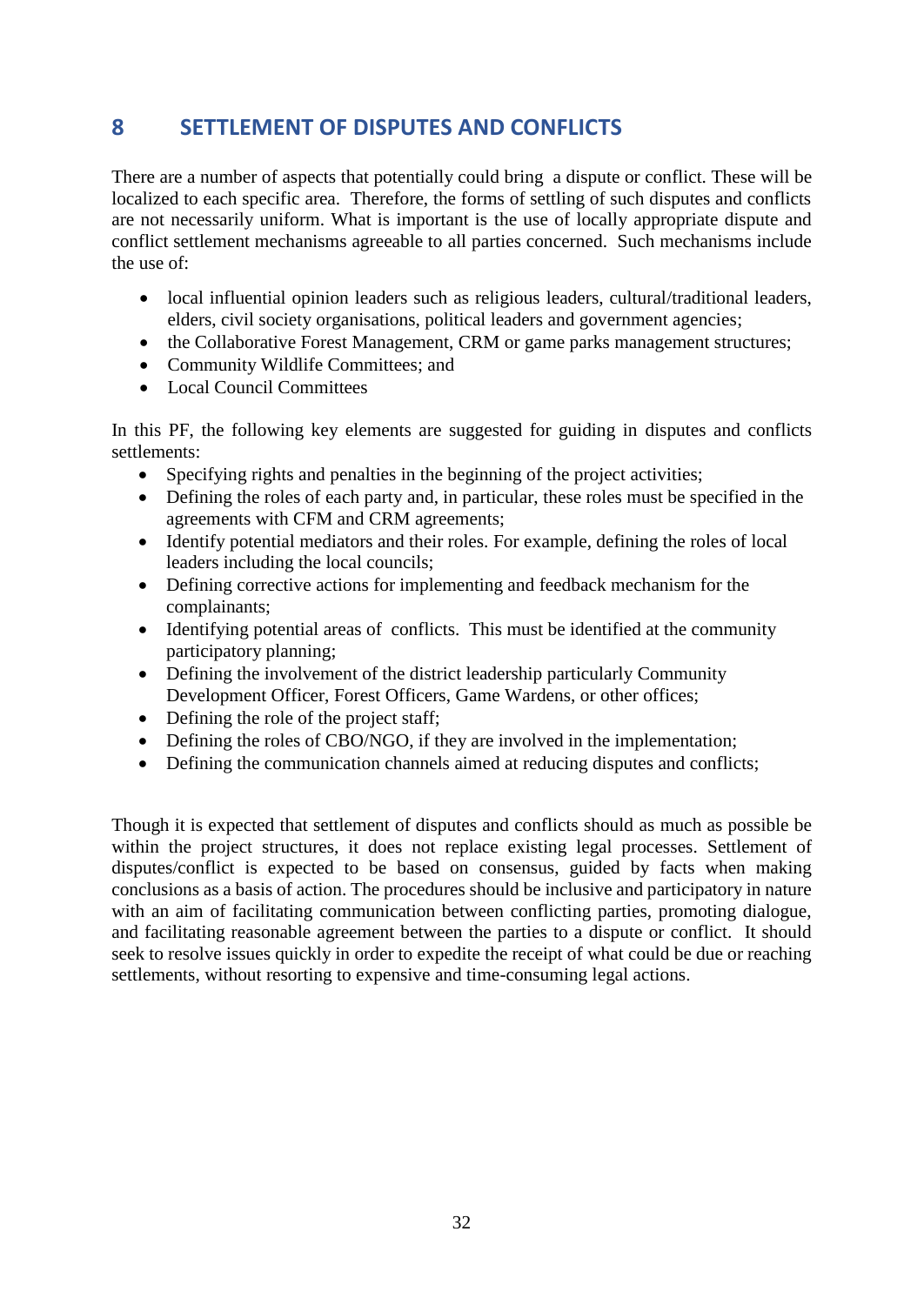# 8 SETTLEMENT OF DISPUTES AND CONFLICTS

There are a number of aspects that potentially could bring a dispute or conflict. These will be localized to each specific area. Therefore, the forms of settling of such disputes and conflicts are not necessarily uniform. What is important is the use of locally appropriate dispute and conflict settlement mechanisms agreeable to all parties concerned. Such mechanisms include the use of:

- local influential opinion leaders such as religious leaders, cultural/traditional leaders, elders, civil society organisations, political leaders and government agencies;
- the Collaborative Forest Management, CRM or game parks management structures;
- Community Wildlife Committees; and
- Local Council Committees

In this PF, the following key elements are suggested for guiding in disputes and conflicts settlements:

- Specifying rights and penalties in the beginning of the project activities;
- Defining the roles of each party and, in particular, these roles must be specified in the agreements with CFM and CRM agreements;
- Identify potential mediators and their roles. For example, defining the roles of local leaders including the local councils;
- Defining corrective actions for implementing and feedback mechanism for the complainants;
- Identifying potential areas of conflicts. This must be identified at the community participatory planning;
- Defining the involvement of the district leadership particularly Community Development Officer, Forest Officers, Game Wardens, or other offices;
- Defining the role of the project staff;
- Defining the roles of CBO/NGO, if they are involved in the implementation;
- Defining the communication channels aimed at reducing disputes and conflicts;

Though it is expected that settlement of disputes and conflicts should as much as possible be within the project structures, it does not replace existing legal processes. Settlement of disputes/conflict is expected to be based on consensus, guided by facts when making conclusions as a basis of action. The procedures should be inclusive and participatory in nature with an aim of facilitating communication between conflicting parties, promoting dialogue, and facilitating reasonable agreement between the parties to a dispute or conflict. It should seek to resolve issues quickly in order to expedite the receipt of what could be due or reaching settlements, without resorting to expensive and time-consuming legal actions.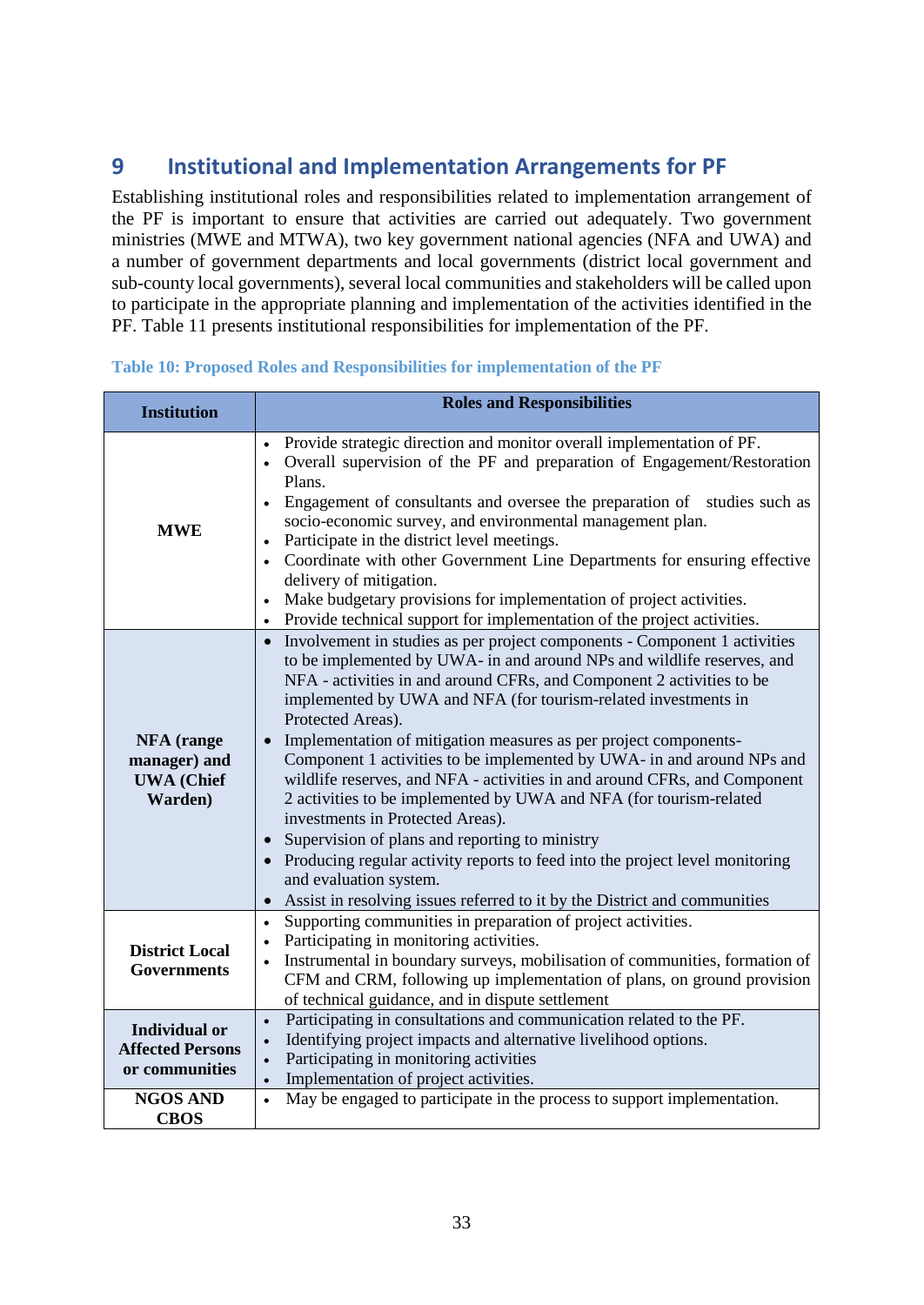# 9 Institutional and Implementation Arrangements for PF

Establishing institutional roles and responsibilities related to implementation arrangement of the PF is important to ensure that activities are carried out adequately. Two government ministries (MWE and MTWA), two key government national agencies (NFA and UWA) and a number of government departments and local governments (district local government and sub-county local governments), several local communities and stakeholders will be called upon to participate in the appropriate planning and implementation of the activities identified in the PF. Table 11 presents institutional responsibilities for implementation of the PF.

**Table 10: Proposed Roles and Responsibilities for implementation of the PF**

| Institution | Roles and Responsibilities |
|---|---|
| **MWE** | • Provide strategic direction and monitor overall implementation of PF.<br>• Overall supervision of the PF and preparation of Engagement/Restoration Plans.<br>• Engagement of consultants and oversee the preparation of studies such as socio-economic survey, and environmental management plan.<br>• Participate in the district level meetings.<br>• Coordinate with other Government Line Departments for ensuring effective delivery of mitigation.<br>• Make budgetary provisions for implementation of project activities.<br>• Provide technical support for implementation of the project activities. |
| **NFA (range manager) and UWA (Chief Warden)** | • Involvement in studies as per project components - Component 1 activities to be implemented by UWA- in and around NPs and wildlife reserves, and NFA - activities in and around CFRs, and Component 2 activities to be implemented by UWA and NFA (for tourism-related investments in Protected Areas).<br>• Implementation of mitigation measures as per project components- Component 1 activities to be implemented by UWA- in and around NPs and wildlife reserves, and NFA - activities in and around CFRs, and Component 2 activities to be implemented by UWA and NFA (for tourism-related investments in Protected Areas).<br>• Supervision of plans and reporting to ministry<br>• Producing regular activity reports to feed into the project level monitoring and evaluation system.<br>• Assist in resolving issues referred to it by the District and communities |
| **District Local Governments** | • Supporting communities in preparation of project activities.<br>• Participating in monitoring activities.<br>• Instrumental in boundary surveys, mobilisation of communities, formation of CFM and CRM, following up implementation of plans, on ground provision of technical guidance, and in dispute settlement |
| **Individual or Affected Persons or communities** | • Participating in consultations and communication related to the PF.<br>• Identifying project impacts and alternative livelihood options.<br>• Participating in monitoring activities<br>• Implementation of project activities. |
| **NGOS AND CBOS** | • May be engaged to participate in the process to support implementation. |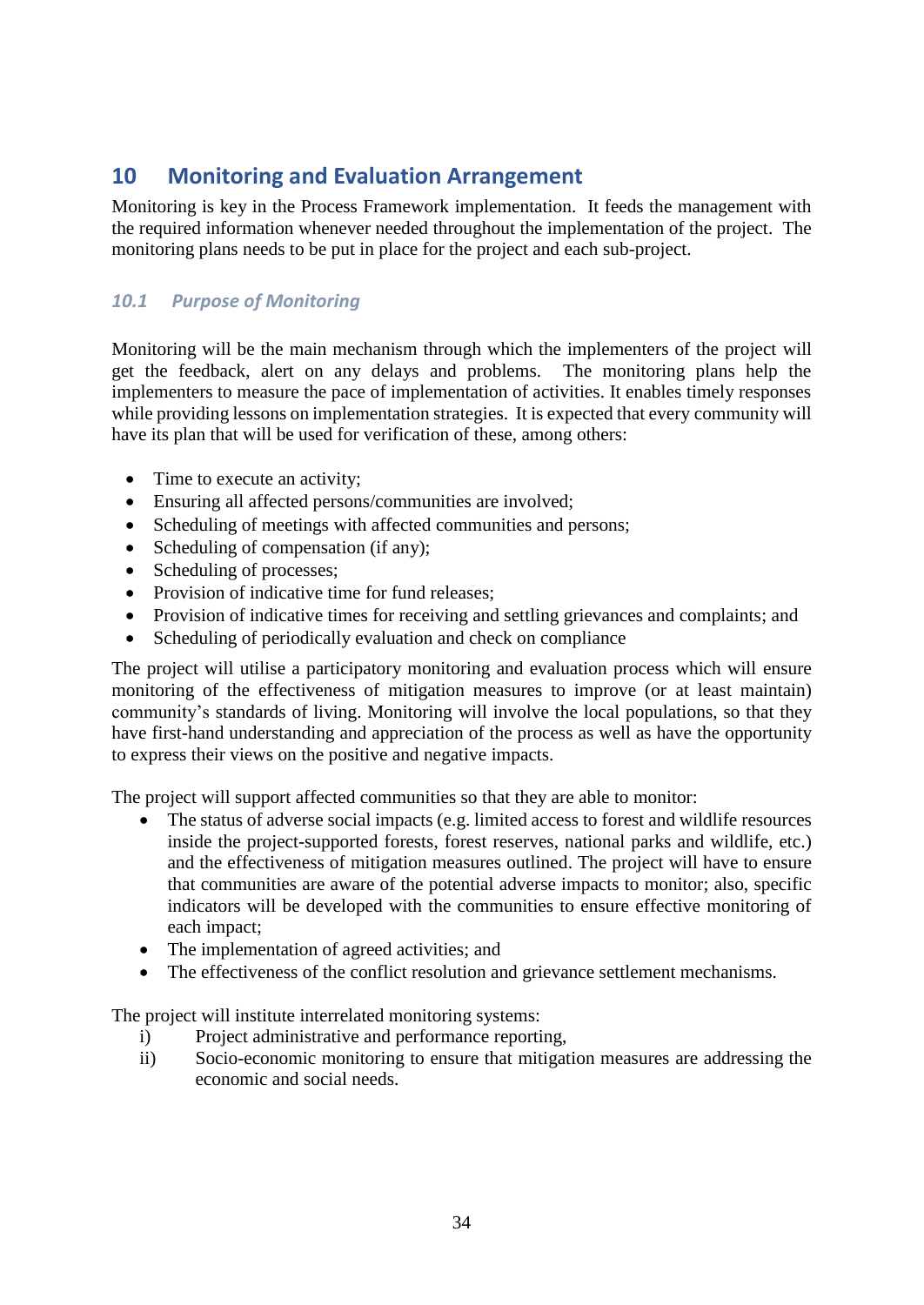# 10 Monitoring and Evaluation Arrangement

Monitoring is key in the Process Framework implementation. It feeds the management with the required information whenever needed throughout the implementation of the project. The monitoring plans needs to be put in place for the project and each sub-project.

## *10.1 Purpose of Monitoring*

Monitoring will be the main mechanism through which the implementers of the project will get the feedback, alert on any delays and problems. The monitoring plans help the implementers to measure the pace of implementation of activities. It enables timely responses while providing lessons on implementation strategies. It is expected that every community will have its plan that will be used for verification of these, among others:

- Time to execute an activity;
- Ensuring all affected persons/communities are involved;
- Scheduling of meetings with affected communities and persons;
- Scheduling of compensation (if any);
- Scheduling of processes;
- Provision of indicative time for fund releases;
- Provision of indicative times for receiving and settling grievances and complaints; and
- Scheduling of periodically evaluation and check on compliance

The project will utilise a participatory monitoring and evaluation process which will ensure monitoring of the effectiveness of mitigation measures to improve (or at least maintain) community's standards of living. Monitoring will involve the local populations, so that they have first-hand understanding and appreciation of the process as well as have the opportunity to express their views on the positive and negative impacts.

The project will support affected communities so that they are able to monitor:

- The status of adverse social impacts (e.g. limited access to forest and wildlife resources inside the project-supported forests, forest reserves, national parks and wildlife, etc.) and the effectiveness of mitigation measures outlined. The project will have to ensure that communities are aware of the potential adverse impacts to monitor; also, specific indicators will be developed with the communities to ensure effective monitoring of each impact;
- The implementation of agreed activities; and
- The effectiveness of the conflict resolution and grievance settlement mechanisms.

The project will institute interrelated monitoring systems:

i) Project administrative and performance reporting,
ii) Socio-economic monitoring to ensure that mitigation measures are addressing the economic and social needs.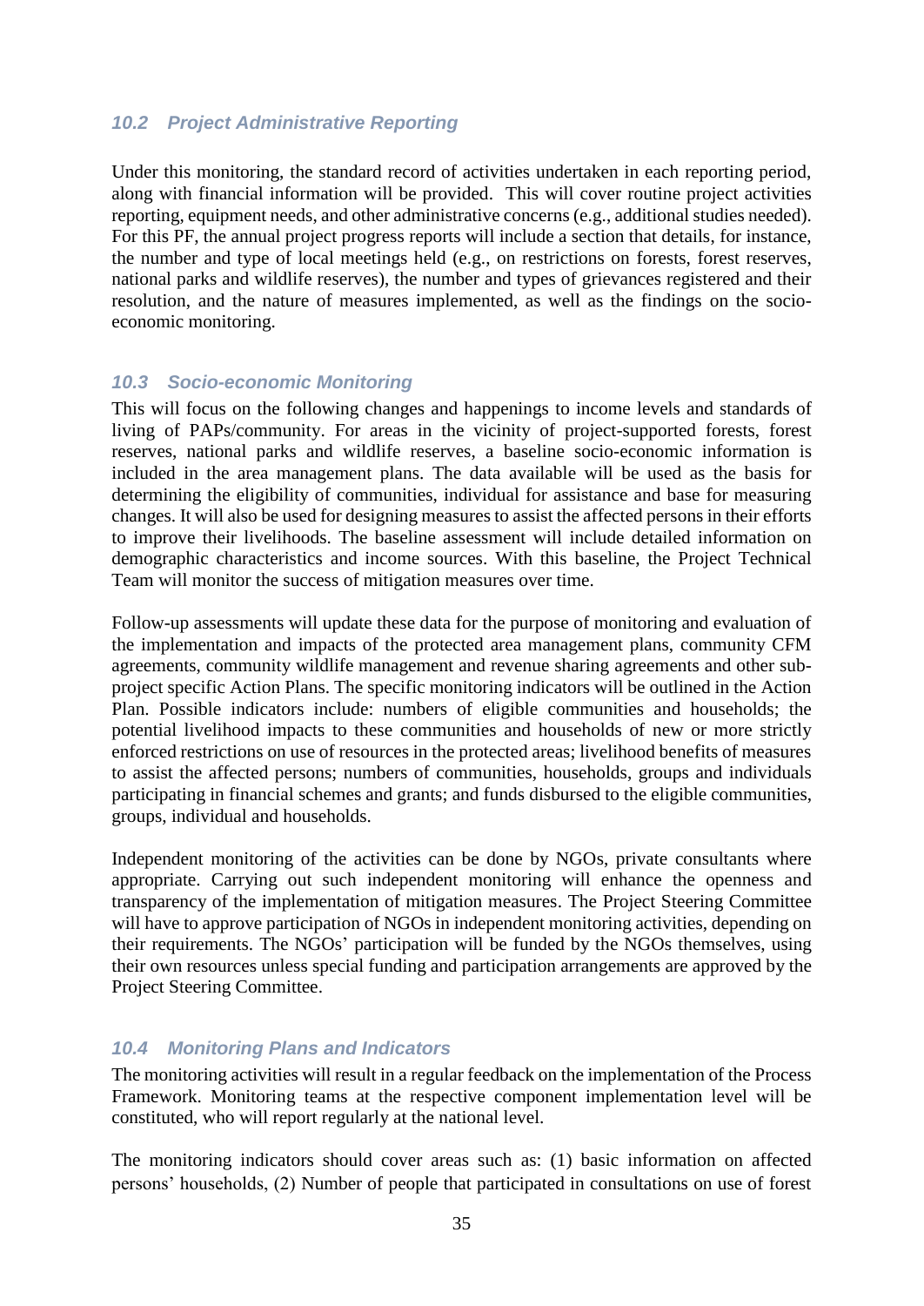### *10.2 Project Administrative Reporting*

Under this monitoring, the standard record of activities undertaken in each reporting period, along with financial information will be provided. This will cover routine project activities reporting, equipment needs, and other administrative concerns (e.g., additional studies needed). For this PF, the annual project progress reports will include a section that details, for instance, the number and type of local meetings held (e.g., on restrictions on forests, forest reserves, national parks and wildlife reserves), the number and types of grievances registered and their resolution, and the nature of measures implemented, as well as the findings on the socio-economic monitoring.

### *10.3 Socio-economic Monitoring*

This will focus on the following changes and happenings to income levels and standards of living of PAPs/community. For areas in the vicinity of project-supported forests, forest reserves, national parks and wildlife reserves, a baseline socio-economic information is included in the area management plans. The data available will be used as the basis for determining the eligibility of communities, individual for assistance and base for measuring changes. It will also be used for designing measures to assist the affected persons in their efforts to improve their livelihoods. The baseline assessment will include detailed information on demographic characteristics and income sources. With this baseline, the Project Technical Team will monitor the success of mitigation measures over time.

Follow-up assessments will update these data for the purpose of monitoring and evaluation of the implementation and impacts of the protected area management plans, community CFM agreements, community wildlife management and revenue sharing agreements and other sub-project specific Action Plans. The specific monitoring indicators will be outlined in the Action Plan. Possible indicators include: numbers of eligible communities and households; the potential livelihood impacts to these communities and households of new or more strictly enforced restrictions on use of resources in the protected areas; livelihood benefits of measures to assist the affected persons; numbers of communities, households, groups and individuals participating in financial schemes and grants; and funds disbursed to the eligible communities, groups, individual and households.

Independent monitoring of the activities can be done by NGOs, private consultants where appropriate. Carrying out such independent monitoring will enhance the openness and transparency of the implementation of mitigation measures. The Project Steering Committee will have to approve participation of NGOs in independent monitoring activities, depending on their requirements. The NGOs' participation will be funded by the NGOs themselves, using their own resources unless special funding and participation arrangements are approved by the Project Steering Committee.

### *10.4 Monitoring Plans and Indicators*

The monitoring activities will result in a regular feedback on the implementation of the Process Framework. Monitoring teams at the respective component implementation level will be constituted, who will report regularly at the national level.

The monitoring indicators should cover areas such as: (1) basic information on affected persons' households, (2) Number of people that participated in consultations on use of forest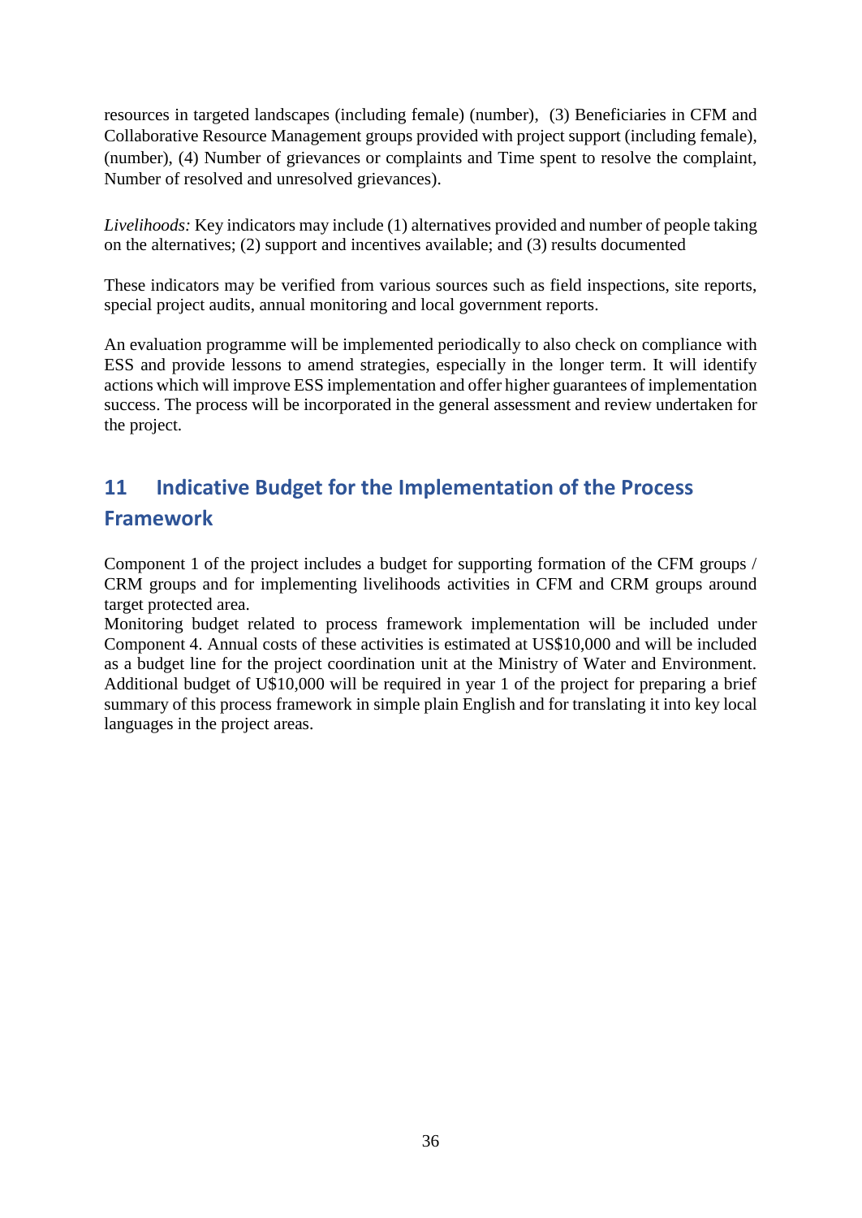resources in targeted landscapes (including female) (number), (3) Beneficiaries in CFM and Collaborative Resource Management groups provided with project support (including female), (number), (4) Number of grievances or complaints and Time spent to resolve the complaint, Number of resolved and unresolved grievances).

*Livelihoods:* Key indicators may include (1) alternatives provided and number of people taking on the alternatives; (2) support and incentives available; and (3) results documented

These indicators may be verified from various sources such as field inspections, site reports, special project audits, annual monitoring and local government reports.

An evaluation programme will be implemented periodically to also check on compliance with ESS and provide lessons to amend strategies, especially in the longer term. It will identify actions which will improve ESS implementation and offer higher guarantees of implementation success. The process will be incorporated in the general assessment and review undertaken for the project.

# 11 Indicative Budget for the Implementation of the Process Framework

Component 1 of the project includes a budget for supporting formation of the CFM groups / CRM groups and for implementing livelihoods activities in CFM and CRM groups around target protected area.

Monitoring budget related to process framework implementation will be included under Component 4. Annual costs of these activities is estimated at US$10,000 and will be included as a budget line for the project coordination unit at the Ministry of Water and Environment. Additional budget of U$10,000 will be required in year 1 of the project for preparing a brief summary of this process framework in simple plain English and for translating it into key local languages in the project areas.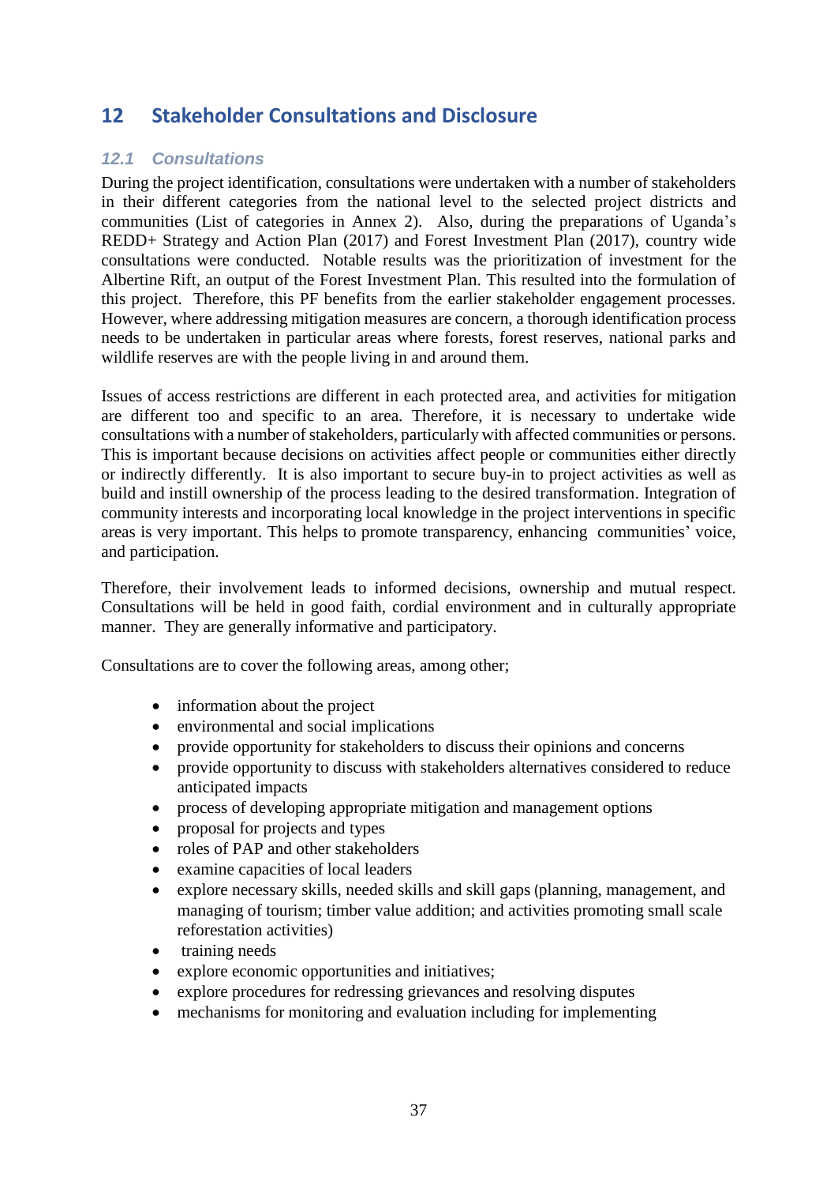# 12 Stakeholder Consultations and Disclosure

## 12.1 Consultations

During the project identification, consultations were undertaken with a number of stakeholders in their different categories from the national level to the selected project districts and communities (List of categories in Annex 2). Also, during the preparations of Uganda's REDD+ Strategy and Action Plan (2017) and Forest Investment Plan (2017), country wide consultations were conducted. Notable results was the prioritization of investment for the Albertine Rift, an output of the Forest Investment Plan. This resulted into the formulation of this project. Therefore, this PF benefits from the earlier stakeholder engagement processes. However, where addressing mitigation measures are concern, a thorough identification process needs to be undertaken in particular areas where forests, forest reserves, national parks and wildlife reserves are with the people living in and around them.

Issues of access restrictions are different in each protected area, and activities for mitigation are different too and specific to an area. Therefore, it is necessary to undertake wide consultations with a number of stakeholders, particularly with affected communities or persons. This is important because decisions on activities affect people or communities either directly or indirectly differently. It is also important to secure buy-in to project activities as well as build and instill ownership of the process leading to the desired transformation. Integration of community interests and incorporating local knowledge in the project interventions in specific areas is very important. This helps to promote transparency, enhancing communities' voice, and participation.

Therefore, their involvement leads to informed decisions, ownership and mutual respect. Consultations will be held in good faith, cordial environment and in culturally appropriate manner. They are generally informative and participatory.

Consultations are to cover the following areas, among other;

- information about the project
- environmental and social implications
- provide opportunity for stakeholders to discuss their opinions and concerns
- provide opportunity to discuss with stakeholders alternatives considered to reduce anticipated impacts
- process of developing appropriate mitigation and management options
- proposal for projects and types
- roles of PAP and other stakeholders
- examine capacities of local leaders
- explore necessary skills, needed skills and skill gaps (planning, management, and managing of tourism; timber value addition; and activities promoting small scale reforestation activities)
- training needs
- explore economic opportunities and initiatives;
- explore procedures for redressing grievances and resolving disputes
- mechanisms for monitoring and evaluation including for implementing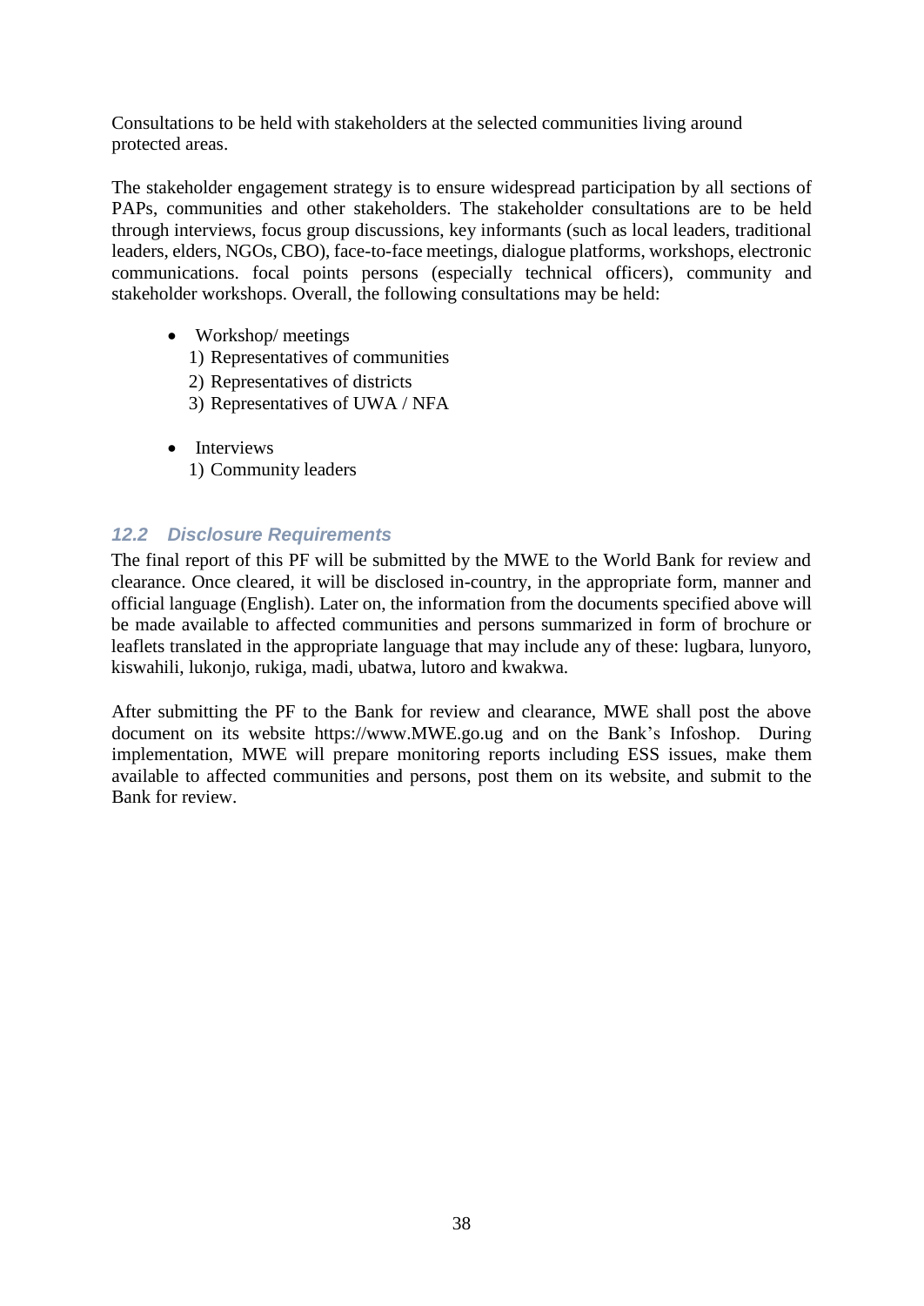Consultations to be held with stakeholders at the selected communities living around protected areas.

The stakeholder engagement strategy is to ensure widespread participation by all sections of PAPs, communities and other stakeholders. The stakeholder consultations are to be held through interviews, focus group discussions, key informants (such as local leaders, traditional leaders, elders, NGOs, CBO), face-to-face meetings, dialogue platforms, workshops, electronic communications. focal points persons (especially technical officers), community and stakeholder workshops. Overall, the following consultations may be held:

- Workshop/ meetings
  1) Representatives of communities
  2) Representatives of districts
  3) Representatives of UWA / NFA

- Interviews
  1) Community leaders

### *12.2 Disclosure Requirements*

The final report of this PF will be submitted by the MWE to the World Bank for review and clearance. Once cleared, it will be disclosed in-country, in the appropriate form, manner and official language (English). Later on, the information from the documents specified above will be made available to affected communities and persons summarized in form of brochure or leaflets translated in the appropriate language that may include any of these: lugbara, lunyoro, kiswahili, lukonjo, rukiga, madi, ubatwa, lutoro and kwakwa.

After submitting the PF to the Bank for review and clearance, MWE shall post the above document on its website https://www.MWE.go.ug and on the Bank's Infoshop. During implementation, MWE will prepare monitoring reports including ESS issues, make them available to affected communities and persons, post them on its website, and submit to the Bank for review.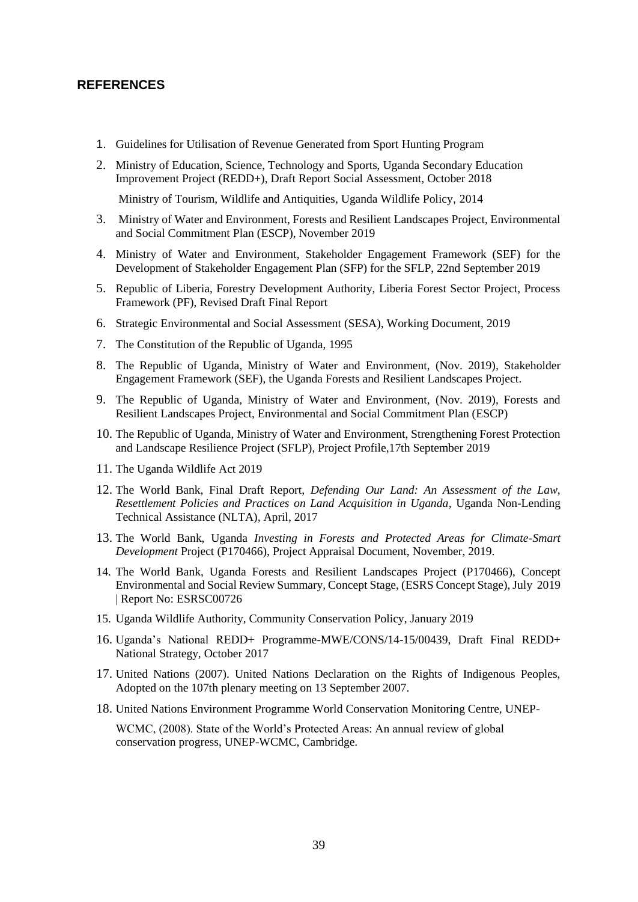## REFERENCES

1. Guidelines for Utilisation of Revenue Generated from Sport Hunting Program
2. Ministry of Education, Science, Technology and Sports, Uganda Secondary Education Improvement Project (REDD+), Draft Report Social Assessment, October 2018

   Ministry of Tourism, Wildlife and Antiquities, Uganda Wildlife Policy, 2014
3. Ministry of Water and Environment, Forests and Resilient Landscapes Project, Environmental and Social Commitment Plan (ESCP), November 2019
4. Ministry of Water and Environment, Stakeholder Engagement Framework (SEF) for the Development of Stakeholder Engagement Plan (SFP) for the SFLP, 22nd September 2019
5. Republic of Liberia, Forestry Development Authority, Liberia Forest Sector Project, Process Framework (PF), Revised Draft Final Report
6. Strategic Environmental and Social Assessment (SESA), Working Document, 2019
7. The Constitution of the Republic of Uganda, 1995
8. The Republic of Uganda, Ministry of Water and Environment, (Nov. 2019), Stakeholder Engagement Framework (SEF), the Uganda Forests and Resilient Landscapes Project.
9. The Republic of Uganda, Ministry of Water and Environment, (Nov. 2019), Forests and Resilient Landscapes Project, Environmental and Social Commitment Plan (ESCP)
10. The Republic of Uganda, Ministry of Water and Environment, Strengthening Forest Protection and Landscape Resilience Project (SFLP), Project Profile,17th September 2019
11. The Uganda Wildlife Act 2019
12. The World Bank, Final Draft Report, *Defending Our Land: An Assessment of the Law, Resettlement Policies and Practices on Land Acquisition in Uganda*, Uganda Non-Lending Technical Assistance (NLTA), April, 2017
13. The World Bank, Uganda *Investing in Forests and Protected Areas for Climate-Smart Development* Project (P170466), Project Appraisal Document, November, 2019.
14. The World Bank, Uganda Forests and Resilient Landscapes Project (P170466), Concept Environmental and Social Review Summary, Concept Stage, (ESRS Concept Stage), July 2019 | Report No: ESRSC00726
15. Uganda Wildlife Authority, Community Conservation Policy, January 2019
16. Uganda's National REDD+ Programme-MWE/CONS/14-15/00439, Draft Final REDD+ National Strategy, October 2017
17. United Nations (2007). United Nations Declaration on the Rights of Indigenous Peoples, Adopted on the 107th plenary meeting on 13 September 2007.
18. United Nations Environment Programme World Conservation Monitoring Centre, UNEP-

    WCMC, (2008). State of the World's Protected Areas: An annual review of global conservation progress, UNEP-WCMC, Cambridge.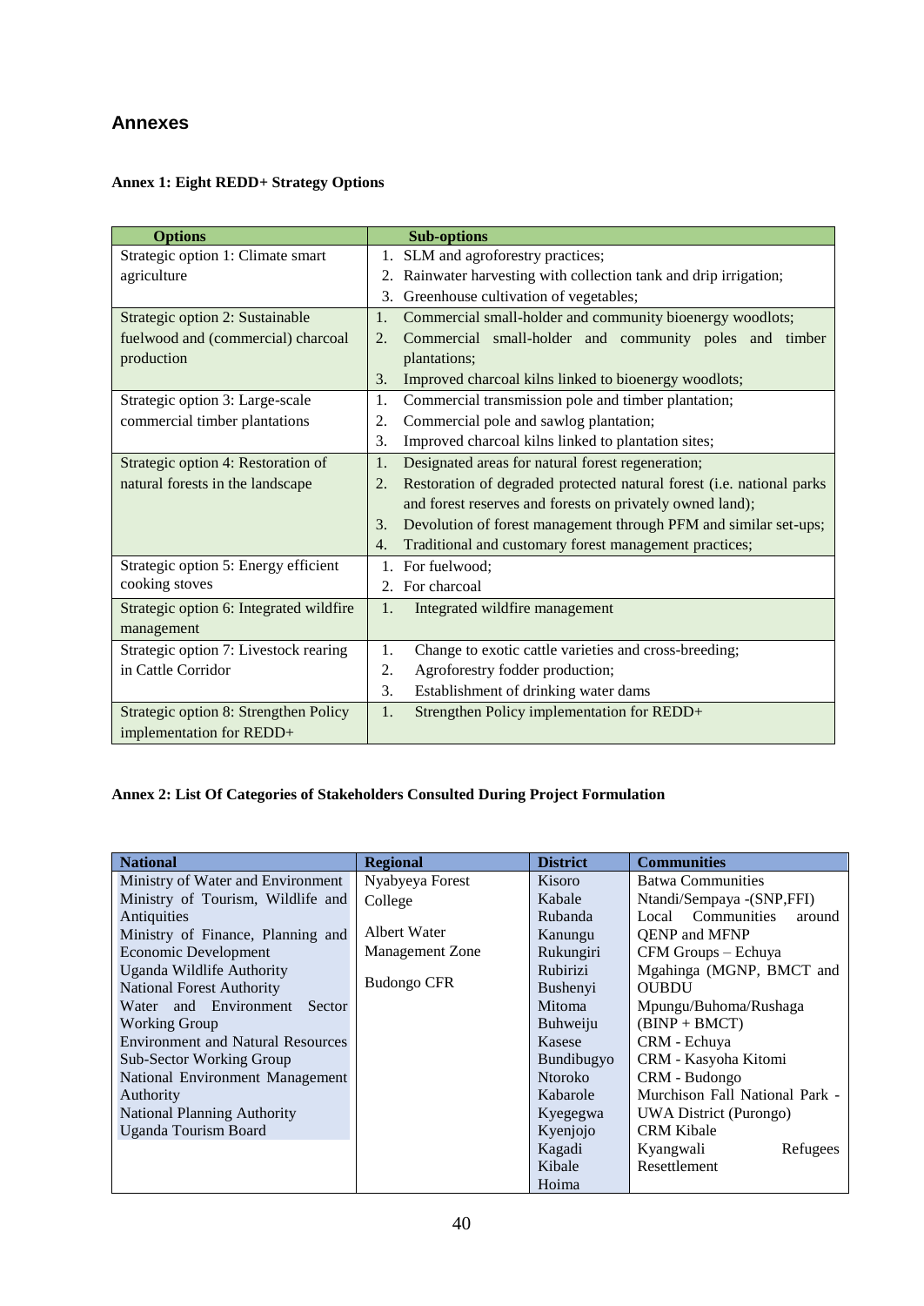# Annexes

### Annex 1: Eight REDD+ Strategy Options

| Options | Sub-options |
|---|---|
| Strategic option 1: Climate smart agriculture | 1. SLM and agroforestry practices;<br>2. Rainwater harvesting with collection tank and drip irrigation;<br>3. Greenhouse cultivation of vegetables; |
| Strategic option 2: Sustainable fuelwood and (commercial) charcoal production | 1. Commercial small-holder and community bioenergy woodlots;<br>2. Commercial small-holder and community poles and timber plantations;<br>3. Improved charcoal kilns linked to bioenergy woodlots; |
| Strategic option 3: Large-scale commercial timber plantations | 1. Commercial transmission pole and timber plantation;<br>2. Commercial pole and sawlog plantation;<br>3. Improved charcoal kilns linked to plantation sites; |
| Strategic option 4: Restoration of natural forests in the landscape | 1. Designated areas for natural forest regeneration;<br>2. Restoration of degraded protected natural forest (i.e. national parks and forest reserves and forests on privately owned land);<br>3. Devolution of forest management through PFM and similar set-ups;<br>4. Traditional and customary forest management practices; |
| Strategic option 5: Energy efficient cooking stoves | 1. For fuelwood;<br>2. For charcoal |
| Strategic option 6: Integrated wildfire management | 1. Integrated wildfire management |
| Strategic option 7: Livestock rearing in Cattle Corridor | 1. Change to exotic cattle varieties and cross-breeding;<br>2. Agroforestry fodder production;<br>3. Establishment of drinking water dams |
| Strategic option 8: Strengthen Policy implementation for REDD+ | 1. Strengthen Policy implementation for REDD+ |

### Annex 2: List Of Categories of Stakeholders Consulted During Project Formulation

| National | Regional | District | Communities |
|---|---|---|---|
| Ministry of Water and Environment<br>Ministry of Tourism, Wildlife and Antiquities<br>Ministry of Finance, Planning and Economic Development<br>Uganda Wildlife Authority<br>National Forest Authority<br>Water and Environment Sector Working Group<br>Environment and Natural Resources Sub-Sector Working Group<br>National Environment Management Authority<br>National Planning Authority<br>Uganda Tourism Board | Nyabyeya Forest College<br><br>Albert Water Management Zone<br><br>Budongo CFR | Kisoro<br>Kabale<br>Rubanda<br>Kanungu<br>Rukungiri<br>Rubirizi<br>Bushenyi<br>Mitoma<br>Buhweiju<br>Kasese<br>Bundibugyo<br>Ntoroko<br>Kabarole<br>Kyegegwa<br>Kyenjojo<br>Kagadi<br>Kibale<br>Hoima | Batwa Communities<br>Ntandi/Sempaya -(SNP,FFI)<br>Local Communities around QENP and MFNP<br>CFM Groups – Echuya<br>Mgahinga (MGNP, BMCT and OUBDU<br>Mpungu/Buhoma/Rushaga (BINP + BMCT)<br>CRM - Echuya<br>CRM - Kasyoha Kitomi<br>CRM - Budongo<br>Murchison Fall National Park - UWA District (Purongo)<br>CRM Kibale<br>Kyangwali Refugees Resettlement |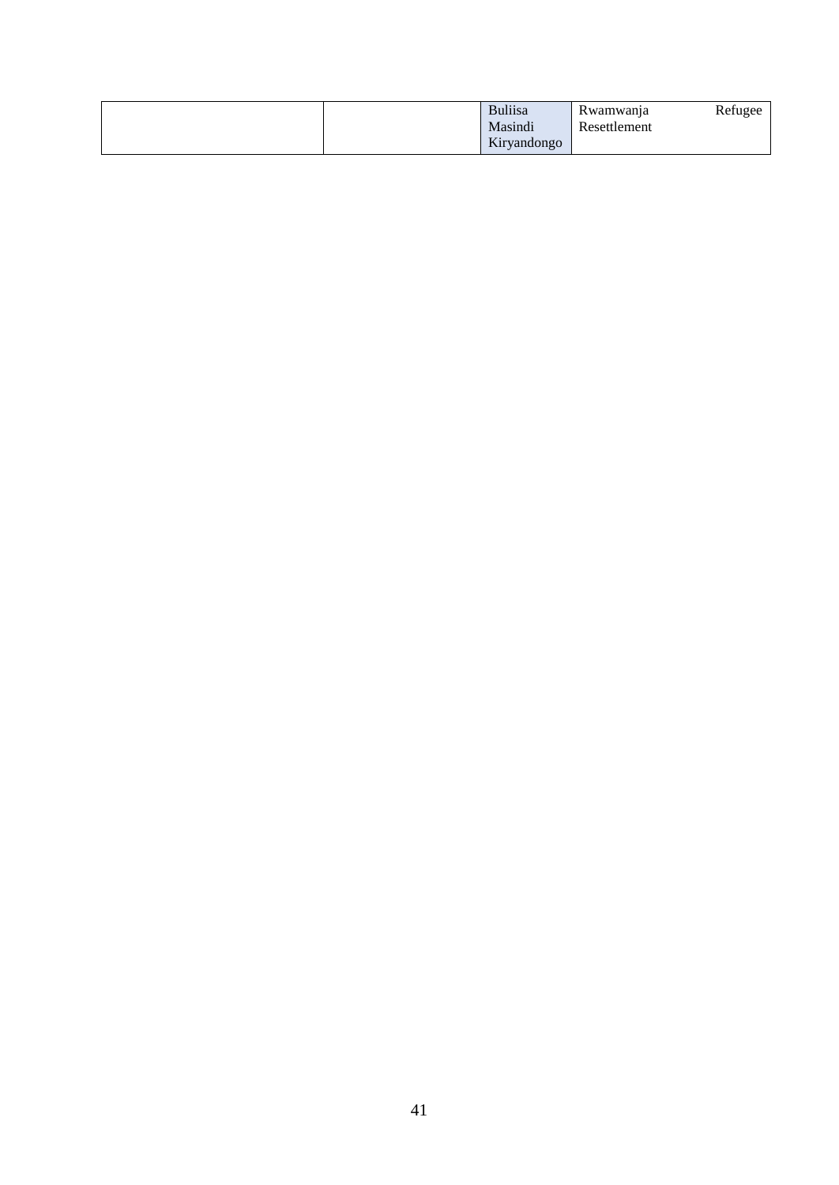| | | Buliisa<br>Masindi<br>Kiryandongo | Rwamwanja Refugee Resettlement |
|---|---|---|---|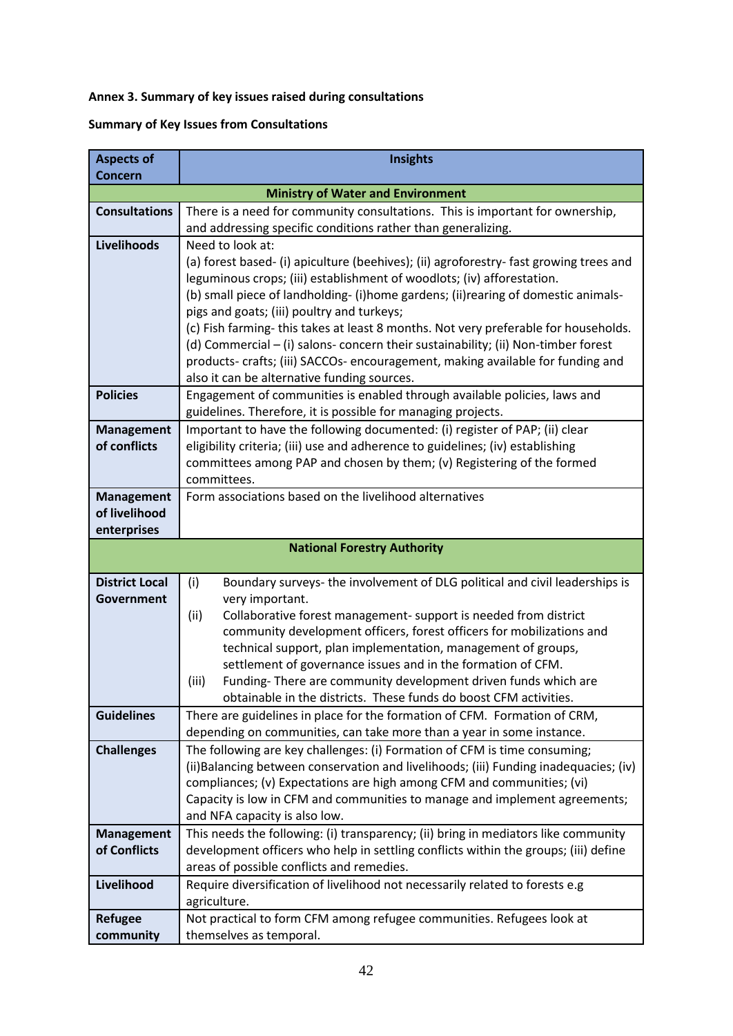**Annex 3. Summary of key issues raised during consultations**

**Summary of Key Issues from Consultations**

| Aspects of Concern | Insights |
|---|---|
| | **Ministry of Water and Environment** |
| **Consultations** | There is a need for community consultations. This is important for ownership, and addressing specific conditions rather than generalizing. |
| **Livelihoods** | Need to look at:<br>(a) forest based- (i) apiculture (beehives); (ii) agroforestry- fast growing trees and leguminous crops; (iii) establishment of woodlots; (iv) afforestation.<br>(b) small piece of landholding- (i)home gardens; (ii)rearing of domestic animals- pigs and goats; (iii) poultry and turkeys;<br>(c) Fish farming- this takes at least 8 months. Not very preferable for households.<br>(d) Commercial – (i) salons- concern their sustainability; (ii) Non-timber forest products- crafts; (iii) SACCOs- encouragement, making available for funding and also it can be alternative funding sources. |
| **Policies** | Engagement of communities is enabled through available policies, laws and guidelines. Therefore, it is possible for managing projects. |
| **Management of conflicts** | Important to have the following documented: (i) register of PAP; (ii) clear eligibility criteria; (iii) use and adherence to guidelines; (iv) establishing committees among PAP and chosen by them; (v) Registering of the formed committees. |
| **Management of livelihood enterprises** | Form associations based on the livelihood alternatives |
| | **National Forestry Authority** |
| **District Local Government** | (i) Boundary surveys- the involvement of DLG political and civil leaderships is very important.<br>(ii) Collaborative forest management- support is needed from district community development officers, forest officers for mobilizations and technical support, plan implementation, management of groups, settlement of governance issues and in the formation of CFM.<br>(iii) Funding- There are community development driven funds which are obtainable in the districts. These funds do boost CFM activities. |
| **Guidelines** | There are guidelines in place for the formation of CFM. Formation of CRM, depending on communities, can take more than a year in some instance. |
| **Challenges** | The following are key challenges: (i) Formation of CFM is time consuming; (ii)Balancing between conservation and livelihoods; (iii) Funding inadequacies; (iv) compliances; (v) Expectations are high among CFM and communities; (vi) Capacity is low in CFM and communities to manage and implement agreements; and NFA capacity is also low. |
| **Management of Conflicts** | This needs the following: (i) transparency; (ii) bring in mediators like community development officers who help in settling conflicts within the groups; (iii) define areas of possible conflicts and remedies. |
| **Livelihood** | Require diversification of livelihood not necessarily related to forests e.g agriculture. |
| **Refugee community** | Not practical to form CFM among refugee communities. Refugees look at themselves as temporal. |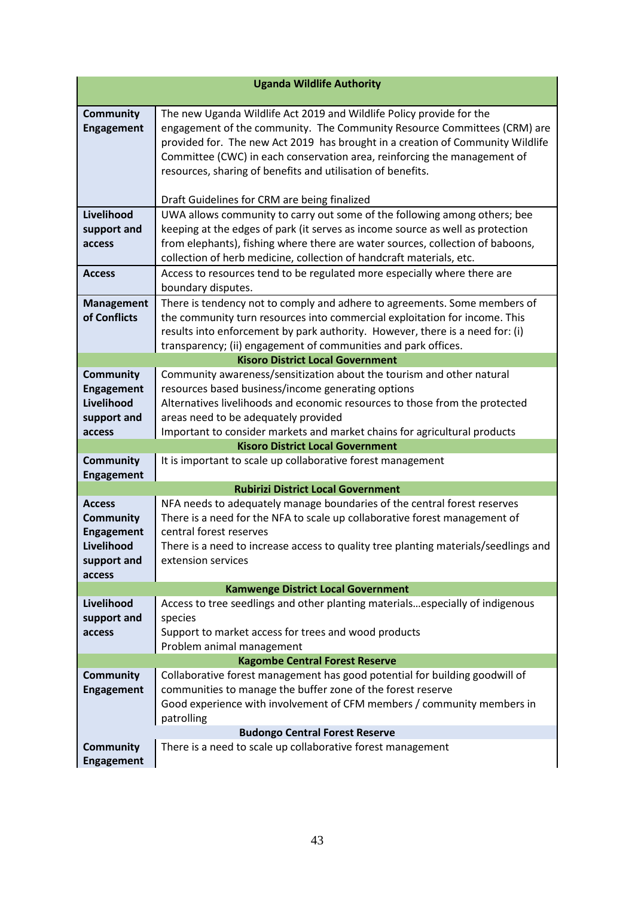| Uganda Wildlife Authority | |
|---|---|
| **Community Engagement** | The new Uganda Wildlife Act 2019 and Wildlife Policy provide for the engagement of the community. The Community Resource Committees (CRM) are provided for. The new Act 2019 has brought in a creation of Community Wildlife Committee (CWC) in each conservation area, reinforcing the management of resources, sharing of benefits and utilisation of benefits.<br><br>Draft Guidelines for CRM are being finalized |
| **Livelihood support and access** | UWA allows community to carry out some of the following among others; bee keeping at the edges of park (it serves as income source as well as protection from elephants), fishing where there are water sources, collection of baboons, collection of herb medicine, collection of handcraft materials, etc. |
| **Access** | Access to resources tend to be regulated more especially where there are boundary disputes. |
| **Management of Conflicts** | There is tendency not to comply and adhere to agreements. Some members of the community turn resources into commercial exploitation for income. This results into enforcement by park authority. However, there is a need for: (i) transparency; (ii) engagement of communities and park offices. |
| **Kisoro District Local Government** | |
| **Community Engagement Livelihood support and access** | Community awareness/sensitization about the tourism and other natural resources based business/income generating options<br>Alternatives livelihoods and economic resources to those from the protected areas need to be adequately provided<br>Important to consider markets and market chains for agricultural products |
| **Kisoro District Local Government** | |
| **Community Engagement** | It is important to scale up collaborative forest management |
| **Rubirizi District Local Government** | |
| **Access Community Engagement Livelihood support and access** | NFA needs to adequately manage boundaries of the central forest reserves<br>There is a need for the NFA to scale up collaborative forest management of central forest reserves<br>There is a need to increase access to quality tree planting materials/seedlings and extension services |
| **Kamwenge District Local Government** | |
| **Livelihood support and access** | Access to tree seedlings and other planting materials…especially of indigenous species<br>Support to market access for trees and wood products<br>Problem animal management |
| **Kagombe Central Forest Reserve** | |
| **Community Engagement** | Collaborative forest management has good potential for building goodwill of communities to manage the buffer zone of the forest reserve<br>Good experience with involvement of CFM members / community members in patrolling |
| **Budongo Central Forest Reserve** | |
| **Community Engagement** | There is a need to scale up collaborative forest management |